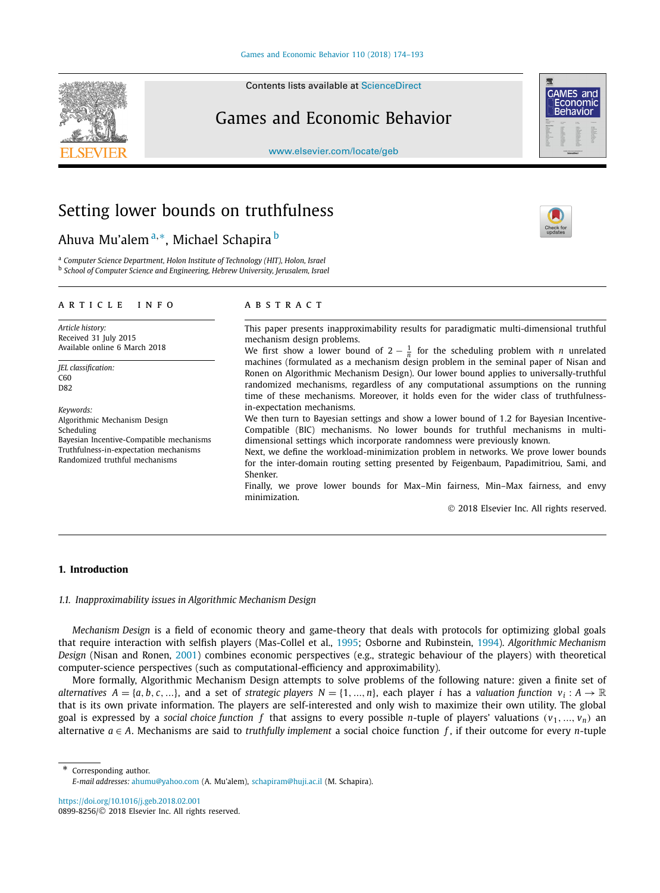# Setting lower bounds on truthfulness

Ahuva Mu'alem [a,*], Michael Schapira [b]

[a] *Computer Science Department, Holon Institute of Technology (HIT), Holon, Israel*
[b] *School of Computer Science and Engineering, Hebrew University, Jerusalem, Israel*

## ARTICLE INFO

*Article history:*
Received 31 July 2015
Available online 6 March 2018

*JEL classification:*
C60
D82

*Keywords:*
Algorithmic Mechanism Design
Scheduling
Bayesian Incentive-Compatible mechanisms
Truthfulness-in-expectation mechanisms
Randomized truthful mechanisms

## ABSTRACT

This paper presents inapproximability results for paradigmatic multi-dimensional truthful mechanism design problems.

We first show a lower bound of $2 - \frac{1}{n}$ for the scheduling problem with $n$ unrelated machines (formulated as a mechanism design problem in the seminal paper of Nisan and Ronen on Algorithmic Mechanism Design). Our lower bound applies to universally-truthful randomized mechanisms, regardless of any computational assumptions on the running time of these mechanisms. Moreover, it holds even for the wider class of truthfulness-in-expectation mechanisms.

We then turn to Bayesian settings and show a lower bound of 1.2 for Bayesian Incentive-Compatible (BIC) mechanisms. No lower bounds for truthful mechanisms in multi-dimensional settings which incorporate randomness were previously known.

Next, we define the workload-minimization problem in networks. We prove lower bounds for the inter-domain routing setting presented by Feigenbaum, Papadimitriou, Sami, and Shenker.

Finally, we prove lower bounds for Max–Min fairness, Min–Max fairness, and envy minimization.

© 2018 Elsevier Inc. All rights reserved.

## 1. Introduction

### 1.1. Inapproximability issues in Algorithmic Mechanism Design

*Mechanism Design* is a field of economic theory and game-theory that deals with protocols for optimizing global goals that require interaction with selfish players (Mas-Collel et al., 1995; Osborne and Rubinstein, 1994). *Algorithmic Mechanism Design* (Nisan and Ronen, 2001) combines economic perspectives (e.g., strategic behaviour of the players) with theoretical computer-science perspectives (such as computational-efficiency and approximability).

More formally, Algorithmic Mechanism Design attempts to solve problems of the following nature: given a finite set of *alternatives* $A = \{a, b, c, \ldots\}$, and a set of *strategic players* $N = \{1, \ldots, n\}$, each player $i$ has a *valuation function* $v_i : A \to \mathbb{R}$ that is its own private information. The players are self-interested and only wish to maximize their own utility. The global goal is expressed by a *social choice function* $f$ that assigns to every possible $n$-tuple of players' valuations $(v_1, \ldots, v_n)$ an alternative $a \in A$. Mechanisms are said to *truthfully implement* a social choice function $f$, if their outcome for every $n$-tuple

\* Corresponding author.
*E-mail addresses:* ahumu@yahoo.com (A. Mu'alem), schapiram@huji.ac.il (M. Schapira).

https://doi.org/10.1016/j.geb.2018.02.001
0899-8256/© 2018 Elsevier Inc. All rights reserved.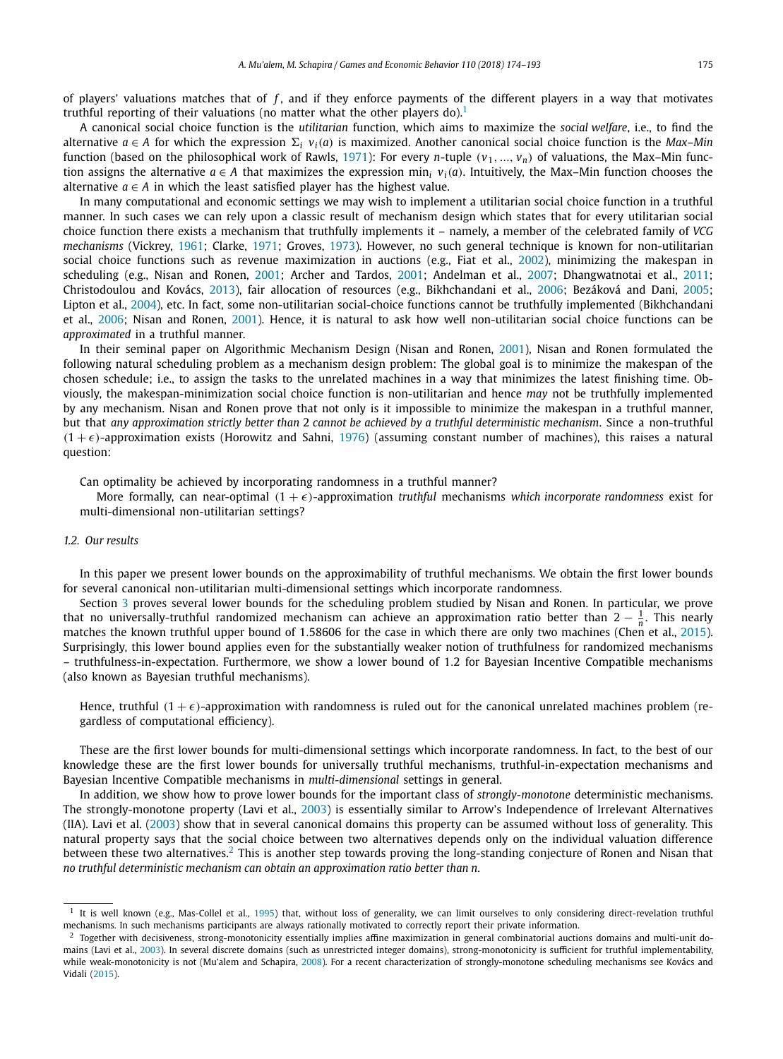of players' valuations matches that of $f$, and if they enforce payments of the different players in a way that motivates truthful reporting of their valuations (no matter what the other players do).[1]

A canonical social choice function is the *utilitarian* function, which aims to maximize the *social welfare*, i.e., to find the alternative $a \in A$ for which the expression $\Sigma_i \ v_i(a)$ is maximized. Another canonical social choice function is the *Max–Min* function (based on the philosophical work of Rawls, 1971): For every $n$-tuple $(v_1, \ldots, v_n)$ of valuations, the Max–Min function assigns the alternative $a \in A$ that maximizes the expression $\min_i \ v_i(a)$. Intuitively, the Max–Min function chooses the alternative $a \in A$ in which the least satisfied player has the highest value.

In many computational and economic settings we may wish to implement a utilitarian social choice function in a truthful manner. In such cases we can rely upon a classic result of mechanism design which states that for every utilitarian social choice function there exists a mechanism that truthfully implements it – namely, a member of the celebrated family of *VCG mechanisms* (Vickrey, 1961; Clarke, 1971; Groves, 1973). However, no such general technique is known for non-utilitarian social choice functions such as revenue maximization in auctions (e.g., Fiat et al., 2002), minimizing the makespan in scheduling (e.g., Nisan and Ronen, 2001; Archer and Tardos, 2001; Andelman et al., 2007; Dhangwatnotai et al., 2011; Christodoulou and Kovács, 2013), fair allocation of resources (e.g., Bikhchandani et al., 2006; Bezáková and Dani, 2005; Lipton et al., 2004), etc. In fact, some non-utilitarian social-choice functions cannot be truthfully implemented (Bikhchandani et al., 2006; Nisan and Ronen, 2001). Hence, it is natural to ask how well non-utilitarian social choice functions can be *approximated* in a truthful manner.

In their seminal paper on Algorithmic Mechanism Design (Nisan and Ronen, 2001), Nisan and Ronen formulated the following natural scheduling problem as a mechanism design problem: The global goal is to minimize the makespan of the chosen schedule; i.e., to assign the tasks to the unrelated machines in a way that minimizes the latest finishing time. Obviously, the makespan-minimization social choice function is non-utilitarian and hence *may* not be truthfully implemented by any mechanism. Nisan and Ronen prove that not only is it impossible to minimize the makespan in a truthful manner, but that *any approximation strictly better than* 2 *cannot be achieved by a truthful deterministic mechanism*. Since a non-truthful $(1+\epsilon)$-approximation exists (Horowitz and Sahni, 1976) (assuming constant number of machines), this raises a natural question:

> Can optimality be achieved by incorporating randomness in a truthful manner?
>
> More formally, can near-optimal $(1+\epsilon)$-approximation *truthful* mechanisms *which incorporate randomness* exist for multi-dimensional non-utilitarian settings?

### 1.2. Our results

In this paper we present lower bounds on the approximability of truthful mechanisms. We obtain the first lower bounds for several canonical non-utilitarian multi-dimensional settings which incorporate randomness.

Section 3 proves several lower bounds for the scheduling problem studied by Nisan and Ronen. In particular, we prove that no universally-truthful randomized mechanism can achieve an approximation ratio better than $2 - \frac{1}{n}$. This nearly matches the known truthful upper bound of 1.58606 for the case in which there are only two machines (Chen et al., 2015). Surprisingly, this lower bound applies even for the substantially weaker notion of truthfulness for randomized mechanisms – truthfulness-in-expectation. Furthermore, we show a lower bound of 1.2 for Bayesian Incentive Compatible mechanisms (also known as Bayesian truthful mechanisms).

> Hence, truthful $(1+\epsilon)$-approximation with randomness is ruled out for the canonical unrelated machines problem (regardless of computational efficiency).

These are the first lower bounds for multi-dimensional settings which incorporate randomness. In fact, to the best of our knowledge these are the first lower bounds for universally truthful mechanisms, truthful-in-expectation mechanisms and Bayesian Incentive Compatible mechanisms in *multi-dimensional* settings in general.

In addition, we show how to prove lower bounds for the important class of *strongly-monotone* deterministic mechanisms. The strongly-monotone property (Lavi et al., 2003) is essentially similar to Arrow's Independence of Irrelevant Alternatives (IIA). Lavi et al. (2003) show that in several canonical domains this property can be assumed without loss of generality. This natural property says that the social choice between two alternatives depends only on the individual valuation difference between these two alternatives.[2] This is another step towards proving the long-standing conjecture of Ronen and Nisan that *no truthful deterministic mechanism can obtain an approximation ratio better than n*.

---

[1] It is well known (e.g., Mas-Collel et al., 1995) that, without loss of generality, we can limit ourselves to only considering direct-revelation truthful mechanisms. In such mechanisms participants are always rationally motivated to correctly report their private information.

[2] Together with decisiveness, strongly-monotonicity essentially implies affine maximization in general combinatorial auctions domains and multi-unit domains (Lavi et al., 2003). In several discrete domains (such as unrestricted integer domains), strong-monotonicity is sufficient for truthful implementability, while weak-monotonicity is not (Mu'alem and Schapira, 2008). For a recent characterization of strongly-monotone scheduling mechanisms see Kovács and Vidali (2015).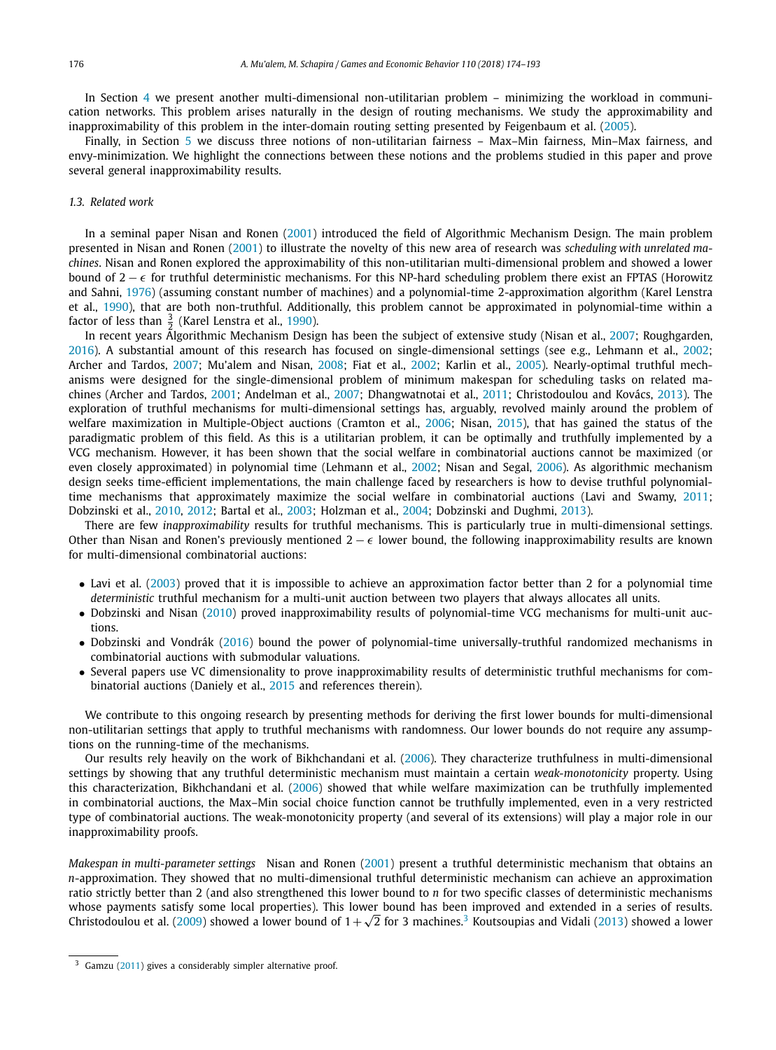In Section 4 we present another multi-dimensional non-utilitarian problem – minimizing the workload in communication networks. This problem arises naturally in the design of routing mechanisms. We study the approximability and inapproximability of this problem in the inter-domain routing setting presented by Feigenbaum et al. (2005).

Finally, in Section 5 we discuss three notions of non-utilitarian fairness – Max–Min fairness, Min–Max fairness, and envy-minimization. We highlight the connections between these notions and the problems studied in this paper and prove several general inapproximability results.

### 1.3. Related work

In a seminal paper Nisan and Ronen (2001) introduced the field of Algorithmic Mechanism Design. The main problem presented in Nisan and Ronen (2001) to illustrate the novelty of this new area of research was *scheduling with unrelated machines*. Nisan and Ronen explored the approximability of this non-utilitarian multi-dimensional problem and showed a lower bound of $2-\epsilon$ for truthful deterministic mechanisms. For this NP-hard scheduling problem there exist an FPTAS (Horowitz and Sahni, 1976) (assuming constant number of machines) and a polynomial-time 2-approximation algorithm (Karel Lenstra et al., 1990), that are both non-truthful. Additionally, this problem cannot be approximated in polynomial-time within a factor of less than $\frac{3}{2}$ (Karel Lenstra et al., 1990).

In recent years Algorithmic Mechanism Design has been the subject of extensive study (Nisan et al., 2007; Roughgarden, 2016). A substantial amount of this research has focused on single-dimensional settings (see e.g., Lehmann et al., 2002; Archer and Tardos, 2007; Mu'alem and Nisan, 2008; Fiat et al., 2002; Karlin et al., 2005). Nearly-optimal truthful mechanisms were designed for the single-dimensional problem of minimum makespan for scheduling tasks on related machines (Archer and Tardos, 2001; Andelman et al., 2007; Dhangwatnotai et al., 2011; Christodoulou and Kovács, 2013). The exploration of truthful mechanisms for multi-dimensional settings has, arguably, revolved mainly around the problem of welfare maximization in Multiple-Object auctions (Cramton et al., 2006; Nisan, 2015), that has gained the status of the paradigmatic problem of this field. As this is a utilitarian problem, it can be optimally and truthfully implemented by a VCG mechanism. However, it has been shown that the social welfare in combinatorial auctions cannot be maximized (or even closely approximated) in polynomial time (Lehmann et al., 2002; Nisan and Segal, 2006). As algorithmic mechanism design seeks time-efficient implementations, the main challenge faced by researchers is how to devise truthful polynomial-time mechanisms that approximately maximize the social welfare in combinatorial auctions (Lavi and Swamy, 2011; Dobzinski et al., 2010, 2012; Bartal et al., 2003; Holzman et al., 2004; Dobzinski and Dughmi, 2013).

There are few *inapproximability* results for truthful mechanisms. This is particularly true in multi-dimensional settings. Other than Nisan and Ronen's previously mentioned $2-\epsilon$ lower bound, the following inapproximability results are known for multi-dimensional combinatorial auctions:

- Lavi et al. (2003) proved that it is impossible to achieve an approximation factor better than 2 for a polynomial time *deterministic* truthful mechanism for a multi-unit auction between two players that always allocates all units.
- Dobzinski and Nisan (2010) proved inapproximability results of polynomial-time VCG mechanisms for multi-unit auctions.
- Dobzinski and Vondrák (2016) bound the power of polynomial-time universally-truthful randomized mechanisms in combinatorial auctions with submodular valuations.
- Several papers use VC dimensionality to prove inapproximability results of deterministic truthful mechanisms for combinatorial auctions (Daniely et al., 2015 and references therein).

We contribute to this ongoing research by presenting methods for deriving the first lower bounds for multi-dimensional non-utilitarian settings that apply to truthful mechanisms with randomness. Our lower bounds do not require any assumptions on the running-time of the mechanisms.

Our results rely heavily on the work of Bikhchandani et al. (2006). They characterize truthfulness in multi-dimensional settings by showing that any truthful deterministic mechanism must maintain a certain *weak-monotonicity* property. Using this characterization, Bikhchandani et al. (2006) showed that while welfare maximization can be truthfully implemented in combinatorial auctions, the Max–Min social choice function cannot be truthfully implemented, even in a very restricted type of combinatorial auctions. The weak-monotonicity property (and several of its extensions) will play a major role in our inapproximability proofs.

*Makespan in multi-parameter settings* Nisan and Ronen (2001) present a truthful deterministic mechanism that obtains an $n$-approximation. They showed that no multi-dimensional truthful deterministic mechanism can achieve an approximation ratio strictly better than 2 (and also strengthened this lower bound to $n$ for two specific classes of deterministic mechanisms whose payments satisfy some local properties). This lower bound has been improved and extended in a series of results. Christodoulou et al. (2009) showed a lower bound of $1+\sqrt{2}$ for 3 machines.[3] Koutsoupias and Vidali (2013) showed a lower

[3] Gamzu (2011) gives a considerably simpler alternative proof.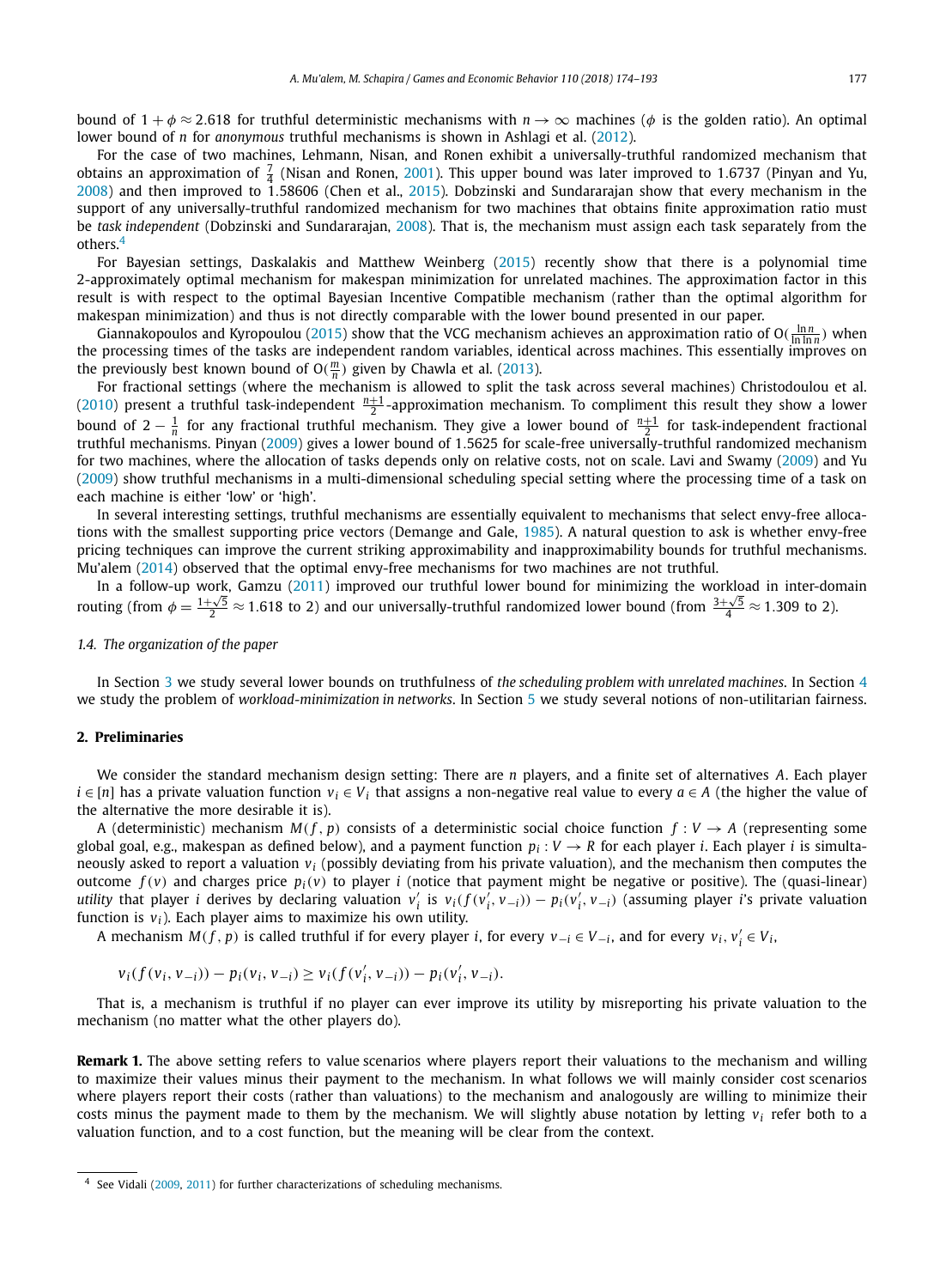bound of $1+\phi \approx 2.618$ for truthful deterministic mechanisms with $n \to \infty$ machines ($\phi$ is the golden ratio). An optimal lower bound of $n$ for *anonymous* truthful mechanisms is shown in Ashlagi et al. (2012).

For the case of two machines, Lehmann, Nisan, and Ronen exhibit a universally-truthful randomized mechanism that obtains an approximation of $\frac{7}{4}$ (Nisan and Ronen, 2001). This upper bound was later improved to 1.6737 (Pinyan and Yu, 2008) and then improved to 1.58606 (Chen et al., 2015). Dobzinski and Sundararajan show that every mechanism in the support of any universally-truthful randomized mechanism for two machines that obtains finite approximation ratio must be *task independent* (Dobzinski and Sundararajan, 2008). That is, the mechanism must assign each task separately from the others.[4]

For Bayesian settings, Daskalakis and Matthew Weinberg (2015) recently show that there is a polynomial time 2-approximately optimal mechanism for makespan minimization for unrelated machines. The approximation factor in this result is with respect to the optimal Bayesian Incentive Compatible mechanism (rather than the optimal algorithm for makespan minimization) and thus is not directly comparable with the lower bound presented in our paper.

Giannakopoulos and Kyropoulou (2015) show that the VCG mechanism achieves an approximation ratio of $O(\frac{\ln n}{\ln \ln n})$ when the processing times of the tasks are independent random variables, identical across machines. This essentially improves on the previously best known bound of $O(\frac{m}{n})$ given by Chawla et al. (2013).

For fractional settings (where the mechanism is allowed to split the task across several machines) Christodoulou et al. (2010) present a truthful task-independent $\frac{n+1}{2}$-approximation mechanism. To compliment this result they show a lower bound of $2-\frac{1}{n}$ for any fractional truthful mechanism. They give a lower bound of $\frac{n+1}{2}$ for task-independent fractional truthful mechanisms. Pinyan (2009) gives a lower bound of 1.5625 for scale-free universally-truthful randomized mechanism for two machines, where the allocation of tasks depends only on relative costs, not on scale. Lavi and Swamy (2009) and Yu (2009) show truthful mechanisms in a multi-dimensional scheduling special setting where the processing time of a task on each machine is either 'low' or 'high'.

In several interesting settings, truthful mechanisms are essentially equivalent to mechanisms that select envy-free allocations with the smallest supporting price vectors (Demange and Gale, 1985). A natural question to ask is whether envy-free pricing techniques can improve the current striking approximability and inapproximability bounds for truthful mechanisms. Mu'alem (2014) observed that the optimal envy-free mechanisms for two machines are not truthful.

In a follow-up work, Gamzu (2011) improved our truthful lower bound for minimizing the workload in inter-domain routing (from $\phi = \frac{1+\sqrt{5}}{2} \approx 1.618$ to 2) and our universally-truthful randomized lower bound (from $\frac{3+\sqrt{5}}{4} \approx 1.309$ to 2).

### 1.4. The organization of the paper

In Section 3 we study several lower bounds on truthfulness of *the scheduling problem with unrelated machines*. In Section 4 we study the problem of *workload-minimization in networks*. In Section 5 we study several notions of non-utilitarian fairness.

## 2. Preliminaries

We consider the standard mechanism design setting: There are $n$ players, and a finite set of alternatives $A$. Each player $i \in [n]$ has a private valuation function $v_i \in V_i$ that assigns a non-negative real value to every $a \in A$ (the higher the value of the alternative the more desirable it is).

A (deterministic) mechanism $M(f,p)$ consists of a deterministic social choice function $f : V \to A$ (representing some global goal, e.g., makespan as defined below), and a payment function $p_i : V \to R$ for each player $i$. Each player $i$ is simultaneously asked to report a valuation $v_i$ (possibly deviating from his private valuation), and the mechanism then computes the outcome $f(v)$ and charges price $p_i(v)$ to player $i$ (notice that payment might be negative or positive). The (quasi-linear) *utility* that player $i$ derives by declaring valuation $v_i'$ is $v_i(f(v_i', v_{-i})) - p_i(v_i', v_{-i})$ (assuming player $i$'s private valuation function is $v_i$). Each player aims to maximize his own utility.

A mechanism $M(f,p)$ is called truthful if for every player $i$, for every $v_{-i} \in V_{-i}$, and for every $v_i, v_i' \in V_i$,

$$v_i(f(v_i, v_{-i})) - p_i(v_i, v_{-i}) \geq v_i(f(v_i', v_{-i})) - p_i(v_i', v_{-i}).$$

That is, a mechanism is truthful if no player can ever improve its utility by misreporting his private valuation to the mechanism (no matter what the other players do).

**Remark 1.** The above setting refers to value scenarios where players report their valuations to the mechanism and willing to maximize their values minus their payment to the mechanism. In what follows we will mainly consider cost scenarios where players report their costs (rather than valuations) to the mechanism and analogously are willing to minimize their costs minus the payment made to them by the mechanism. We will slightly abuse notation by letting $v_i$ refer both to a valuation function, and to a cost function, but the meaning will be clear from the context.

[4] See Vidali (2009, 2011) for further characterizations of scheduling mechanisms.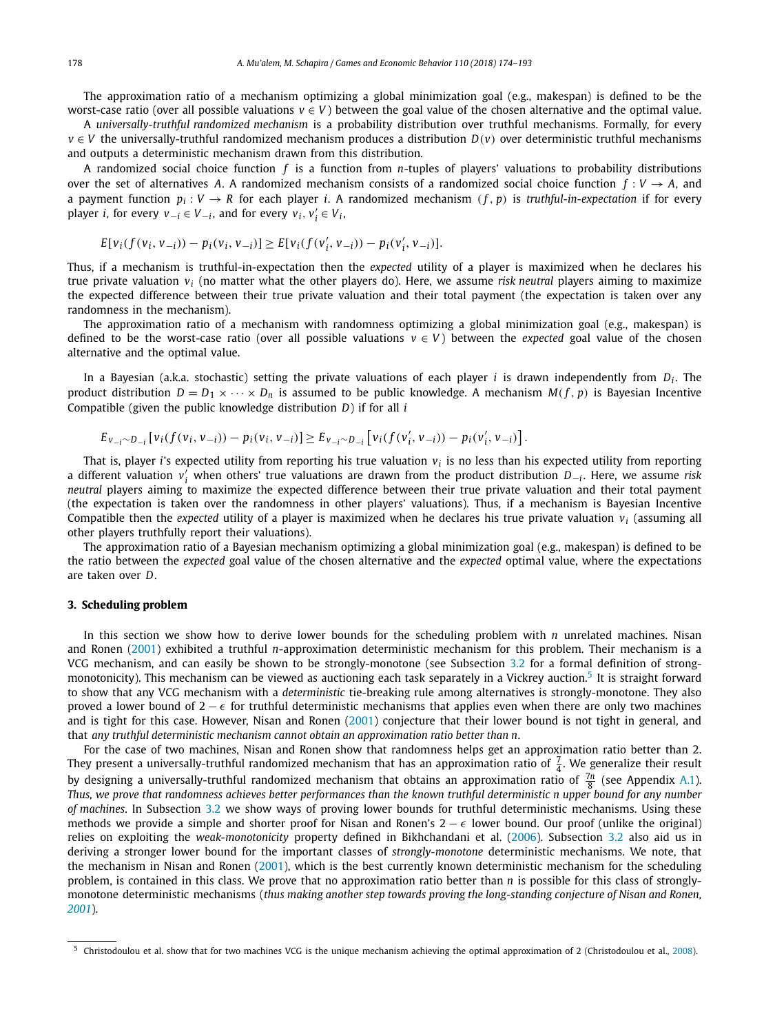The approximation ratio of a mechanism optimizing a global minimization goal (e.g., makespan) is defined to be the worst-case ratio (over all possible valuations $v \in V$) between the goal value of the chosen alternative and the optimal value.

A *universally-truthful randomized mechanism* is a probability distribution over truthful mechanisms. Formally, for every $v \in V$ the universally-truthful randomized mechanism produces a distribution $D(v)$ over deterministic truthful mechanisms and outputs a deterministic mechanism drawn from this distribution.

A randomized social choice function $f$ is a function from $n$-tuples of players' valuations to probability distributions over the set of alternatives $A$. A randomized mechanism consists of a randomized social choice function $f : V \to A$, and a payment function $p_i : V \to R$ for each player $i$. A randomized mechanism $(f, p)$ is *truthful-in-expectation* if for every player $i$, for every $v_{-i} \in V_{-i}$, and for every $v_i, v_i' \in V_i$,

$$E[v_i(f(v_i, v_{-i})) - p_i(v_i, v_{-i})] \geq E[v_i(f(v_i', v_{-i})) - p_i(v_i', v_{-i})].$$

Thus, if a mechanism is truthful-in-expectation then the *expected* utility of a player is maximized when he declares his true private valuation $v_i$ (no matter what the other players do). Here, we assume *risk neutral* players aiming to maximize the expected difference between their true private valuation and their total payment (the expectation is taken over any randomness in the mechanism).

The approximation ratio of a mechanism with randomness optimizing a global minimization goal (e.g., makespan) is defined to be the worst-case ratio (over all possible valuations $v \in V$) between the *expected* goal value of the chosen alternative and the optimal value.

In a Bayesian (a.k.a. stochastic) setting the private valuations of each player $i$ is drawn independently from $D_i$. The product distribution $D = D_1 \times \cdots \times D_n$ is assumed to be public knowledge. A mechanism $M(f, p)$ is Bayesian Incentive Compatible (given the public knowledge distribution $D$) if for all $i$

$$E_{v_{-i} \sim D_{-i}}\left[v_i(f(v_i, v_{-i})) - p_i(v_i, v_{-i})\right] \geq E_{v_{-i} \sim D_{-i}}\left[v_i(f(v_i', v_{-i})) - p_i(v_i', v_{-i})\right].$$

That is, player $i$'s expected utility from reporting his true valuation $v_i$ is no less than his expected utility from reporting a different valuation $v_i'$ when others' true valuations are drawn from the product distribution $D_{-i}$. Here, we assume *risk neutral* players aiming to maximize the expected difference between their true private valuation and their total payment (the expectation is taken over the randomness in other players' valuations). Thus, if a mechanism is Bayesian Incentive Compatible then the *expected* utility of a player is maximized when he declares his true private valuation $v_i$ (assuming all other players truthfully report their valuations).

The approximation ratio of a Bayesian mechanism optimizing a global minimization goal (e.g., makespan) is defined to be the ratio between the *expected* goal value of the chosen alternative and the *expected* optimal value, where the expectations are taken over $D$.

## 3. Scheduling problem

In this section we show how to derive lower bounds for the scheduling problem with $n$ unrelated machines. Nisan and Ronen (2001) exhibited a truthful $n$-approximation deterministic mechanism for this problem. Their mechanism is a VCG mechanism, and can easily be shown to be strongly-monotone (see Subsection 3.2 for a formal definition of strong-monotonicity). This mechanism can be viewed as auctioning each task separately in a Vickrey auction.[5] It is straight forward to show that any VCG mechanism with a *deterministic* tie-breaking rule among alternatives is strongly-monotone. They also proved a lower bound of $2 - \epsilon$ for truthful deterministic mechanisms that applies even when there are only two machines and is tight for this case. However, Nisan and Ronen (2001) conjecture that their lower bound is not tight in general, and that *any truthful deterministic mechanism cannot obtain an approximation ratio better than n*.

For the case of two machines, Nisan and Ronen show that randomness helps get an approximation ratio better than 2. They present a universally-truthful randomized mechanism that has an approximation ratio of $\frac{7}{4}$. We generalize their result by designing a universally-truthful randomized mechanism that obtains an approximation ratio of $\frac{7n}{8}$ (see Appendix A.1). *Thus, we prove that randomness achieves better performances than the known truthful deterministic n upper bound for any number of machines*. In Subsection 3.2 we show ways of proving lower bounds for truthful deterministic mechanisms. Using these methods we provide a simple and shorter proof for Nisan and Ronen's $2 - \epsilon$ lower bound. Our proof (unlike the original) relies on exploiting the *weak-monotonicity* property defined in Bikhchandani et al. (2006). Subsection 3.2 also aid us in deriving a stronger lower bound for the important classes of *strongly-monotone* deterministic mechanisms. We note, that the mechanism in Nisan and Ronen (2001), which is the best currently known deterministic mechanism for the scheduling problem, is contained in this class. We prove that no approximation ratio better than $n$ is possible for this class of strongly-monotone deterministic mechanisms (*thus making another step towards proving the long-standing conjecture of Nisan and Ronen, 2001*).

[5] Christodoulou et al. show that for two machines VCG is the unique mechanism achieving the optimal approximation of 2 (Christodoulou et al., 2008).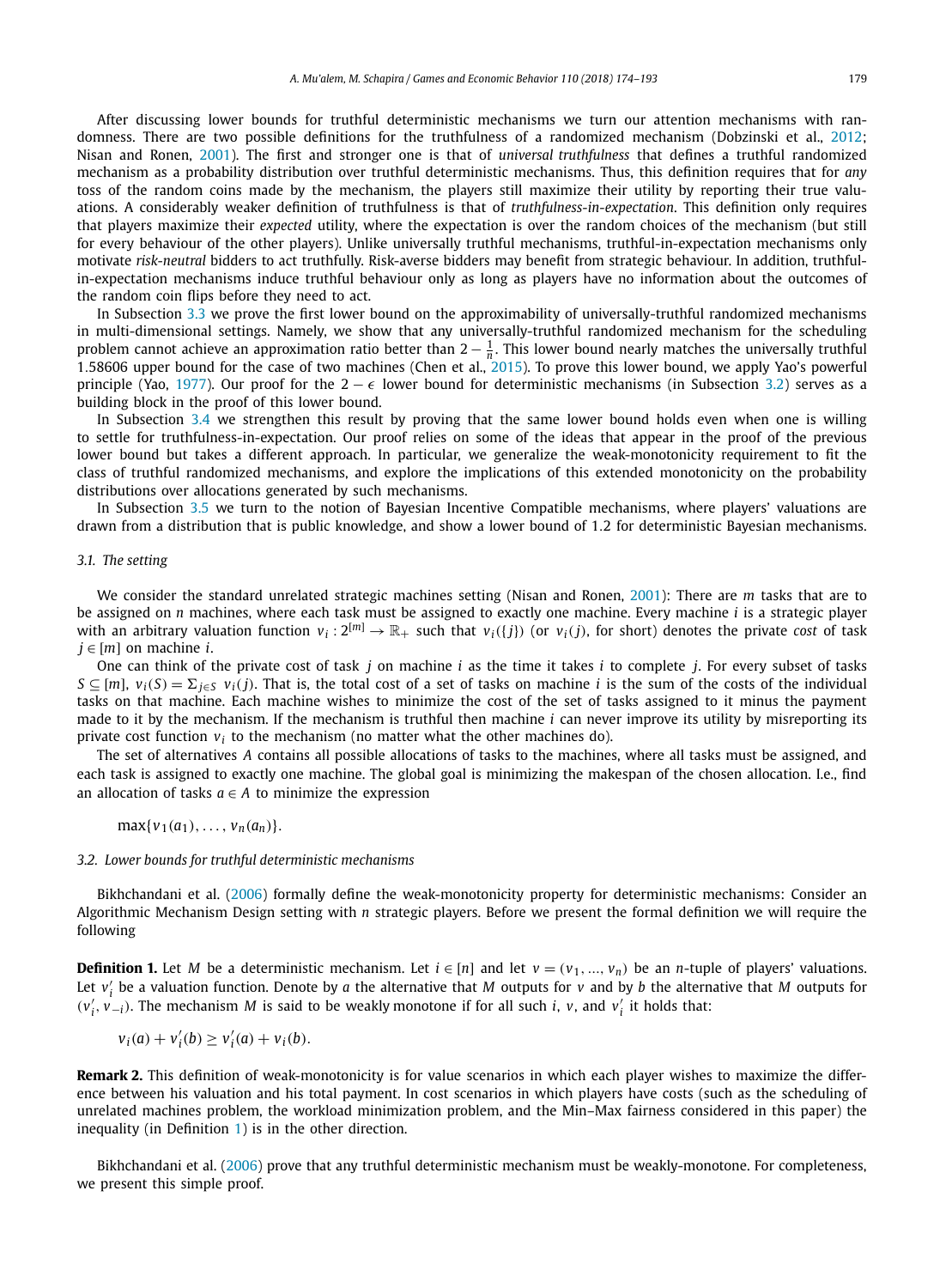After discussing lower bounds for truthful deterministic mechanisms we turn our attention mechanisms with randomness. There are two possible definitions for the truthfulness of a randomized mechanism (Dobzinski et al., 2012; Nisan and Ronen, 2001). The first and stronger one is that of *universal truthfulness* that defines a truthful randomized mechanism as a probability distribution over truthful deterministic mechanisms. Thus, this definition requires that for *any* toss of the random coins made by the mechanism, the players still maximize their utility by reporting their true valuations. A considerably weaker definition of truthfulness is that of *truthfulness-in-expectation*. This definition only requires that players maximize their *expected* utility, where the expectation is over the random choices of the mechanism (but still for every behaviour of the other players). Unlike universally truthful mechanisms, truthful-in-expectation mechanisms only motivate *risk-neutral* bidders to act truthfully. Risk-averse bidders may benefit from strategic behaviour. In addition, truthful-in-expectation mechanisms induce truthful behaviour only as long as players have no information about the outcomes of the random coin flips before they need to act.

In Subsection 3.3 we prove the first lower bound on the approximability of universally-truthful randomized mechanisms in multi-dimensional settings. Namely, we show that any universally-truthful randomized mechanism for the scheduling problem cannot achieve an approximation ratio better than $2 - \frac{1}{n}$. This lower bound nearly matches the universally truthful 1.58606 upper bound for the case of two machines (Chen et al., 2015). To prove this lower bound, we apply Yao's powerful principle (Yao, 1977). Our proof for the $2 - \epsilon$ lower bound for deterministic mechanisms (in Subsection 3.2) serves as a building block in the proof of this lower bound.

In Subsection 3.4 we strengthen this result by proving that the same lower bound holds even when one is willing to settle for truthfulness-in-expectation. Our proof relies on some of the ideas that appear in the proof of the previous lower bound but takes a different approach. In particular, we generalize the weak-monotonicity requirement to fit the class of truthful randomized mechanisms, and explore the implications of this extended monotonicity on the probability distributions over allocations generated by such mechanisms.

In Subsection 3.5 we turn to the notion of Bayesian Incentive Compatible mechanisms, where players' valuations are drawn from a distribution that is public knowledge, and show a lower bound of 1.2 for deterministic Bayesian mechanisms.

### 3.1. The setting

We consider the standard unrelated strategic machines setting (Nisan and Ronen, 2001): There are $m$ tasks that are to be assigned on $n$ machines, where each task must be assigned to exactly one machine. Every machine $i$ is a strategic player with an arbitrary valuation function $v_i : 2^{[m]} \to \mathbb{R}_+$ such that $v_i(\{j\})$ (or $v_i(j)$, for short) denotes the private *cost* of task $j \in [m]$ on machine $i$.

One can think of the private cost of task $j$ on machine $i$ as the time it takes $i$ to complete $j$. For every subset of tasks $S \subseteq [m]$, $v_i(S) = \Sigma_{j \in S}\ v_i(j)$. That is, the total cost of a set of tasks on machine $i$ is the sum of the costs of the individual tasks on that machine. Each machine wishes to minimize the cost of the set of tasks assigned to it minus the payment made to it by the mechanism. If the mechanism is truthful then machine $i$ can never improve its utility by misreporting its private cost function $v_i$ to the mechanism (no matter what the other machines do).

The set of alternatives $A$ contains all possible allocations of tasks to the machines, where all tasks must be assigned, and each task is assigned to exactly one machine. The global goal is minimizing the makespan of the chosen allocation. I.e., find an allocation of tasks $a \in A$ to minimize the expression

$$\max\{v_1(a_1), \ldots, v_n(a_n)\}.$$

### 3.2. Lower bounds for truthful deterministic mechanisms

Bikhchandani et al. (2006) formally define the weak-monotonicity property for deterministic mechanisms: Consider an Algorithmic Mechanism Design setting with $n$ strategic players. Before we present the formal definition we will require the following

**Definition 1.** Let $M$ be a deterministic mechanism. Let $i \in [n]$ and let $v = (v_1, \ldots, v_n)$ be an $n$-tuple of players' valuations. Let $v'_i$ be a valuation function. Denote by $a$ the alternative that $M$ outputs for $v$ and by $b$ the alternative that $M$ outputs for $(v'_i, v_{-i})$. The mechanism $M$ is said to be weakly monotone if for all such $i$, $v$, and $v'_i$ it holds that:

$$v_i(a) + v'_i(b) \geq v'_i(a) + v_i(b).$$

**Remark 2.** This definition of weak-monotonicity is for value scenarios in which each player wishes to maximize the difference between his valuation and his total payment. In cost scenarios in which players have costs (such as the scheduling of unrelated machines problem, the workload minimization problem, and the Min–Max fairness considered in this paper) the inequality (in Definition 1) is in the other direction.

Bikhchandani et al. (2006) prove that any truthful deterministic mechanism must be weakly-monotone. For completeness, we present this simple proof.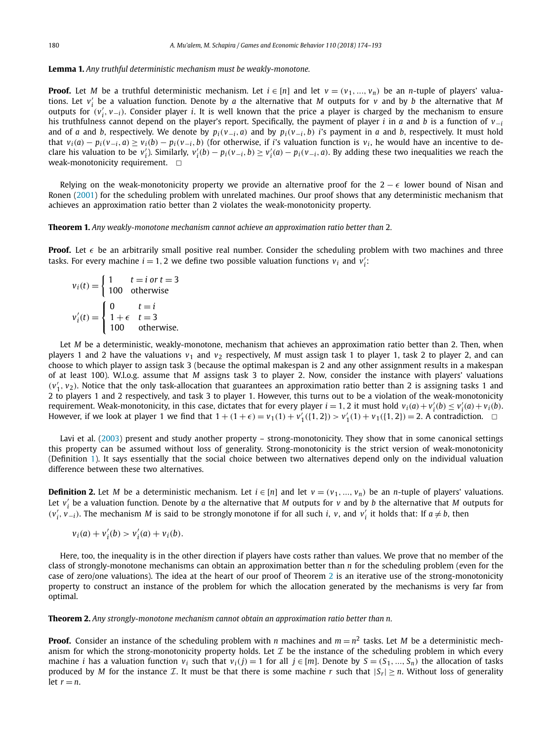**Lemma 1.** *Any truthful deterministic mechanism must be weakly-monotone.*

**Proof.** Let $M$ be a truthful deterministic mechanism. Let $i \in [n]$ and let $v = (v_1, ..., v_n)$ be an $n$-tuple of players' valuations. Let $v'_i$ be a valuation function. Denote by $a$ the alternative that $M$ outputs for $v$ and by $b$ the alternative that $M$ outputs for $(v'_i, v_{-i})$. Consider player $i$. It is well known that the price a player is charged by the mechanism to ensure his truthfulness cannot depend on the player's report. Specifically, the payment of player $i$ in $a$ and $b$ is a function of $v_{-i}$ and of $a$ and $b$, respectively. We denote by $p_i(v_{-i}, a)$ and by $p_i(v_{-i}, b)$ $i$'s payment in $a$ and $b$, respectively. It must hold that $v_i(a) - p_i(v_{-i}, a) \geq v_i(b) - p_i(v_{-i}, b)$ (for otherwise, if $i$'s valuation function is $v_i$, he would have an incentive to declare his valuation to be $v'_i$). Similarly, $v'_i(b) - p_i(v_{-i}, b) \geq v'_i(a) - p_i(v_{-i}, a)$. By adding these two inequalities we reach the weak-monotonicity requirement. $\square$

Relying on the weak-monotonicity property we provide an alternative proof for the $2 - \epsilon$ lower bound of Nisan and Ronen (2001) for the scheduling problem with unrelated machines. Our proof shows that any deterministic mechanism that achieves an approximation ratio better than 2 violates the weak-monotonicity property.

**Theorem 1.** *Any weakly-monotone mechanism cannot achieve an approximation ratio better than* 2*.*

**Proof.** Let $\epsilon$ be an arbitrarily small positive real number. Consider the scheduling problem with two machines and three tasks. For every machine $i = 1, 2$ we define two possible valuation functions $v_i$ and $v'_i$:

$$v_i(t) = \begin{cases} 1 & t = i \text{ or } t = 3 \\ 100 & \text{otherwise} \end{cases}$$

$$v'_i(t) = \begin{cases} 0 & t = i \\ 1 + \epsilon & t = 3 \\ 100 & \text{otherwise.} \end{cases}$$

Let $M$ be a deterministic, weakly-monotone, mechanism that achieves an approximation ratio better than 2. Then, when players 1 and 2 have the valuations $v_1$ and $v_2$ respectively, $M$ must assign task 1 to player 1, task 2 to player 2, and can choose to which player to assign task 3 (because the optimal makespan is 2 and any other assignment results in a makespan of at least 100). W.l.o.g. assume that $M$ assigns task 3 to player 2. Now, consider the instance with players' valuations $(v'_1, v_2)$. Notice that the only task-allocation that guarantees an approximation ratio better than 2 is assigning tasks 1 and 2 to players 1 and 2 respectively, and task 3 to player 1. However, this turns out to be a violation of the weak-monotonicity requirement. Weak-monotonicity, in this case, dictates that for every player $i = 1, 2$ it must hold $v_i(a) + v'_i(b) \leq v'_i(a) + v_i(b)$. However, if we look at player 1 we find that $1 + (1 + \epsilon) = v_1(1) + v'_1(\{1, 2\}) > v'_1(1) + v_1(\{1, 2\}) = 2$. A contradiction. $\square$

Lavi et al. (2003) present and study another property – strong-monotonicity. They show that in some canonical settings this property can be assumed without loss of generality. Strong-monotonicity is the strict version of weak-monotonicity (Definition 1). It says essentially that the social choice between two alternatives depend only on the individual valuation difference between these two alternatives.

**Definition 2.** Let $M$ be a deterministic mechanism. Let $i \in [n]$ and let $v = (v_1, ..., v_n)$ be an $n$-tuple of players' valuations. Let $v'_i$ be a valuation function. Denote by $a$ the alternative that $M$ outputs for $v$ and by $b$ the alternative that $M$ outputs for $(v'_i, v_{-i})$. The mechanism $M$ is said to be strongly monotone if for all such $i$, $v$, and $v'_i$ it holds that: If $a \neq b$, then

$$v_i(a) + v'_i(b) > v'_i(a) + v_i(b).$$

Here, too, the inequality is in the other direction if players have costs rather than values. We prove that no member of the class of strongly-monotone mechanisms can obtain an approximation better than $n$ for the scheduling problem (even for the case of zero/one valuations). The idea at the heart of our proof of Theorem 2 is an iterative use of the strong-monotonicity property to construct an instance of the problem for which the allocation generated by the mechanisms is very far from optimal.

**Theorem 2.** *Any strongly-monotone mechanism cannot obtain an approximation ratio better than* $n$*.*

**Proof.** Consider an instance of the scheduling problem with $n$ machines and $m = n^2$ tasks. Let $M$ be a deterministic mechanism for which the strong-monotonicity property holds. Let $\mathcal{I}$ be the instance of the scheduling problem in which every machine $i$ has a valuation function $v_i$ such that $v_i(j) = 1$ for all $j \in [m]$. Denote by $S = (S_1, ..., S_n)$ the allocation of tasks produced by $M$ for the instance $\mathcal{I}$. It must be that there is some machine $r$ such that $|S_r| \geq n$. Without loss of generality let $r = n$.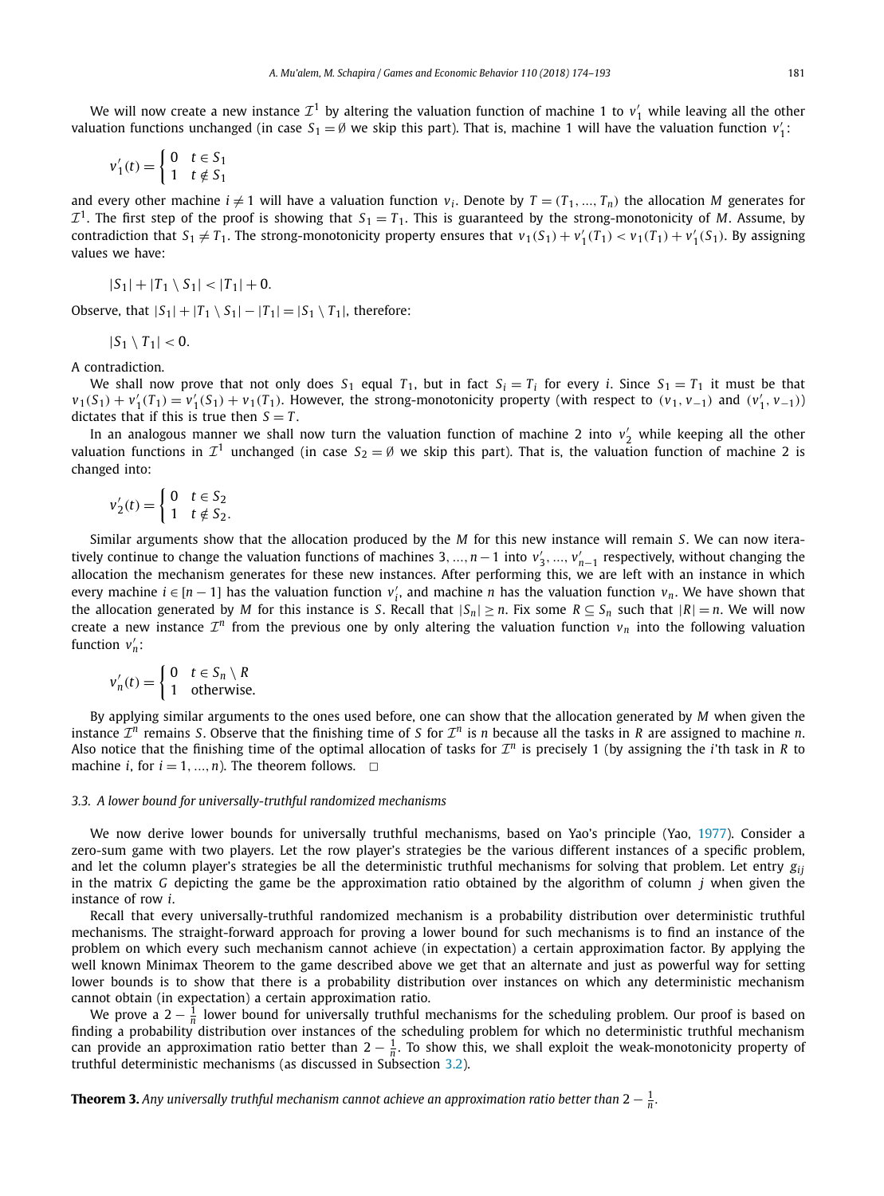We will now create a new instance $\mathcal{I}^1$ by altering the valuation function of machine 1 to $v'_1$ while leaving all the other valuation functions unchanged (in case $S_1 = \emptyset$ we skip this part). That is, machine 1 will have the valuation function $v'_1$:

$$v'_1(t) = \begin{cases} 0 & t \in S_1 \\ 1 & t \notin S_1 \end{cases}$$

and every other machine $i \neq 1$ will have a valuation function $v_i$. Denote by $T = (T_1, ..., T_n)$ the allocation $M$ generates for $\mathcal{I}^1$. The first step of the proof is showing that $S_1 = T_1$. This is guaranteed by the strong-monotonicity of $M$. Assume, by contradiction that $S_1 \neq T_1$. The strong-monotonicity property ensures that $v_1(S_1) + v'_1(T_1) < v_1(T_1) + v'_1(S_1)$. By assigning values we have:

$$|S_1| + |T_1 \setminus S_1| < |T_1| + 0.$$

Observe, that $|S_1| + |T_1 \setminus S_1| - |T_1| = |S_1 \setminus T_1|$, therefore:

$$|S_1 \setminus T_1| < 0.$$

A contradiction.

We shall now prove that not only does $S_1$ equal $T_1$, but in fact $S_i = T_i$ for every $i$. Since $S_1 = T_1$ it must be that $v_1(S_1) + v'_1(T_1) = v'_1(S_1) + v_1(T_1)$. However, the strong-monotonicity property (with respect to $(v_1, v_{-1})$ and $(v'_1, v_{-1})$) dictates that if this is true then $S = T$.

In an analogous manner we shall now turn the valuation function of machine 2 into $v'_2$ while keeping all the other valuation functions in $\mathcal{I}^1$ unchanged (in case $S_2 = \emptyset$ we skip this part). That is, the valuation function of machine 2 is changed into:

$$v'_2(t) = \begin{cases} 0 & t \in S_2 \\ 1 & t \notin S_2. \end{cases}$$

Similar arguments show that the allocation produced by the $M$ for this new instance will remain $S$. We can now iteratively continue to change the valuation functions of machines $3, ..., n-1$ into $v'_3, ..., v'_{n-1}$ respectively, without changing the allocation the mechanism generates for these new instances. After performing this, we are left with an instance in which every machine $i \in [n-1]$ has the valuation function $v'_i$, and machine $n$ has the valuation function $v_n$. We have shown that the allocation generated by $M$ for this instance is $S$. Recall that $|S_n| \geq n$. Fix some $R \subseteq S_n$ such that $|R| = n$. We will now create a new instance $\mathcal{I}^n$ from the previous one by only altering the valuation function $v_n$ into the following valuation function $v'_n$:

$$v'_n(t) = \begin{cases} 0 & t \in S_n \setminus R \\ 1 & \text{otherwise.} \end{cases}$$

By applying similar arguments to the ones used before, one can show that the allocation generated by $M$ when given the instance $\mathcal{I}^n$ remains $S$. Observe that the finishing time of $S$ for $\mathcal{I}^n$ is $n$ because all the tasks in $R$ are assigned to machine $n$. Also notice that the finishing time of the optimal allocation of tasks for $\mathcal{I}^n$ is precisely 1 (by assigning the $i$'th task in $R$ to machine $i$, for $i = 1, ..., n$). The theorem follows. □

### 3.3. A lower bound for universally-truthful randomized mechanisms

We now derive lower bounds for universally truthful mechanisms, based on Yao's principle (Yao, 1977). Consider a zero-sum game with two players. Let the row player's strategies be the various different instances of a specific problem, and let the column player's strategies be all the deterministic truthful mechanisms for solving that problem. Let entry $g_{ij}$ in the matrix $G$ depicting the game be the approximation ratio obtained by the algorithm of column $j$ when given the instance of row $i$.

Recall that every universally-truthful randomized mechanism is a probability distribution over deterministic truthful mechanisms. The straight-forward approach for proving a lower bound for such mechanisms is to find an instance of the problem on which every such mechanism cannot achieve (in expectation) a certain approximation factor. By applying the well known Minimax Theorem to the game described above we get that an alternate and just as powerful way for setting lower bounds is to show that there is a probability distribution over instances on which any deterministic mechanism cannot obtain (in expectation) a certain approximation ratio.

We prove a $2 - \frac{1}{n}$ lower bound for universally truthful mechanisms for the scheduling problem. Our proof is based on finding a probability distribution over instances of the scheduling problem for which no deterministic truthful mechanism can provide an approximation ratio better than $2 - \frac{1}{n}$. To show this, we shall exploit the weak-monotonicity property of truthful deterministic mechanisms (as discussed in Subsection 3.2).

**Theorem 3.** *Any universally truthful mechanism cannot achieve an approximation ratio better than* $2 - \frac{1}{n}$.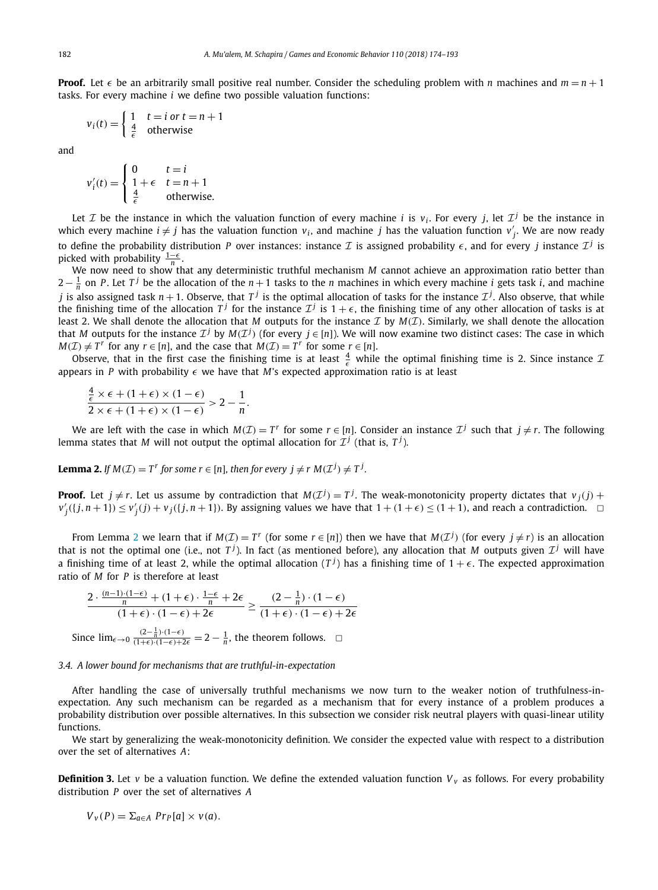**Proof.** Let $\epsilon$ be an arbitrarily small positive real number. Consider the scheduling problem with $n$ machines and $m = n+1$ tasks. For every machine $i$ we define two possible valuation functions:

$$v_i(t) = \begin{cases} 1 & t = i \text{ or } t = n+1 \\ \frac{4}{\epsilon} & \text{otherwise} \end{cases}$$

and

$$v'_i(t) = \begin{cases} 0 & t = i \\ 1+\epsilon & t = n+1 \\ \frac{4}{\epsilon} & \text{otherwise.} \end{cases}$$

Let $\mathcal{I}$ be the instance in which the valuation function of every machine $i$ is $v_i$. For every $j$, let $\mathcal{I}^j$ be the instance in which every machine $i \neq j$ has the valuation function $v_i$, and machine $j$ has the valuation function $v'_j$. We are now ready to define the probability distribution $P$ over instances: instance $\mathcal{I}$ is assigned probability $\epsilon$, and for every $j$ instance $\mathcal{I}^j$ is picked with probability $\frac{1-\epsilon}{n}$.

We now need to show that any deterministic truthful mechanism $M$ cannot achieve an approximation ratio better than $2 - \frac{1}{n}$ on $P$. Let $T^j$ be the allocation of the $n+1$ tasks to the $n$ machines in which every machine $i$ gets task $i$, and machine $j$ is also assigned task $n+1$. Observe, that $T^j$ is the optimal allocation of tasks for the instance $\mathcal{I}^j$. Also observe, that while the finishing time of the allocation $T^j$ for the instance $\mathcal{I}^j$ is $1+\epsilon$, the finishing time of any other allocation of tasks is at least 2. We shall denote the allocation that $M$ outputs for the instance $\mathcal{I}$ by $M(\mathcal{I})$. Similarly, we shall denote the allocation that $M$ outputs for the instance $\mathcal{I}^j$ by $M(\mathcal{I}^j)$ (for every $j \in [n]$). We will now examine two distinct cases: The case in which $M(\mathcal{I}) \neq T^r$ for any $r \in [n]$, and the case that $M(\mathcal{I}) = T^r$ for some $r \in [n]$.

Observe, that in the first case the finishing time is at least $\frac{4}{\epsilon}$ while the optimal finishing time is 2. Since instance $\mathcal{I}$ appears in $P$ with probability $\epsilon$ we have that $M$'s expected approximation ratio is at least

$$\frac{\frac{4}{\epsilon} \times \epsilon + (1+\epsilon) \times (1-\epsilon)}{2 \times \epsilon + (1+\epsilon) \times (1-\epsilon)} > 2 - \frac{1}{n}.$$

We are left with the case in which $M(\mathcal{I}) = T^r$ for some $r \in [n]$. Consider an instance $\mathcal{I}^j$ such that $j \neq r$. The following lemma states that $M$ will not output the optimal allocation for $\mathcal{I}^j$ (that is, $T^j$).

**Lemma 2.** *If $M(\mathcal{I}) = T^r$ for some $r \in [n]$, then for every $j \neq r$ $M(\mathcal{I}^j) \neq T^j$.*

**Proof.** Let $j \neq r$. Let us assume by contradiction that $M(\mathcal{I}^j) = T^j$. The weak-monotonicity property dictates that $v_j(j) + v'_j(\{j, n+1\}) \leq v'_j(j) + v_j(\{j, n+1\})$. By assigning values we have that $1 + (1+\epsilon) \leq (1+1)$, and reach a contradiction. □

From Lemma 2 we learn that if $M(\mathcal{I}) = T^r$ (for some $r \in [n]$) then we have that $M(\mathcal{I}^j)$ (for every $j \neq r$) is an allocation that is not the optimal one (i.e., not $T^j$). In fact (as mentioned before), any allocation that $M$ outputs given $\mathcal{I}^j$ will have a finishing time of at least 2, while the optimal allocation ($T^j$) has a finishing time of $1+\epsilon$. The expected approximation ratio of $M$ for $P$ is therefore at least

$$\frac{2 \cdot \frac{(n-1)\cdot(1-\epsilon)}{n} + (1+\epsilon) \cdot \frac{1-\epsilon}{n} + 2\epsilon}{(1+\epsilon)\cdot(1-\epsilon) + 2\epsilon} \geq \frac{(2-\frac{1}{n})\cdot(1-\epsilon)}{(1+\epsilon)\cdot(1-\epsilon)+2\epsilon}$$

Since $\lim_{\epsilon \to 0} \frac{(2-\frac{1}{n})\cdot(1-\epsilon)}{(1+\epsilon)\cdot(1-\epsilon)+2\epsilon} = 2 - \frac{1}{n}$, the theorem follows. □

### 3.4. A lower bound for mechanisms that are truthful-in-expectation

After handling the case of universally truthful mechanisms we now turn to the weaker notion of truthfulness-in-expectation. Any such mechanism can be regarded as a mechanism that for every instance of a problem produces a probability distribution over possible alternatives. In this subsection we consider risk neutral players with quasi-linear utility functions.

We start by generalizing the weak-monotonicity definition. We consider the expected value with respect to a distribution over the set of alternatives $A$:

**Definition 3.** Let $v$ be a valuation function. We define the extended valuation function $V_v$ as follows. For every probability distribution $P$ over the set of alternatives $A$

$$V_v(P) = \Sigma_{a \in A} \, Pr_P[a] \times v(a).$$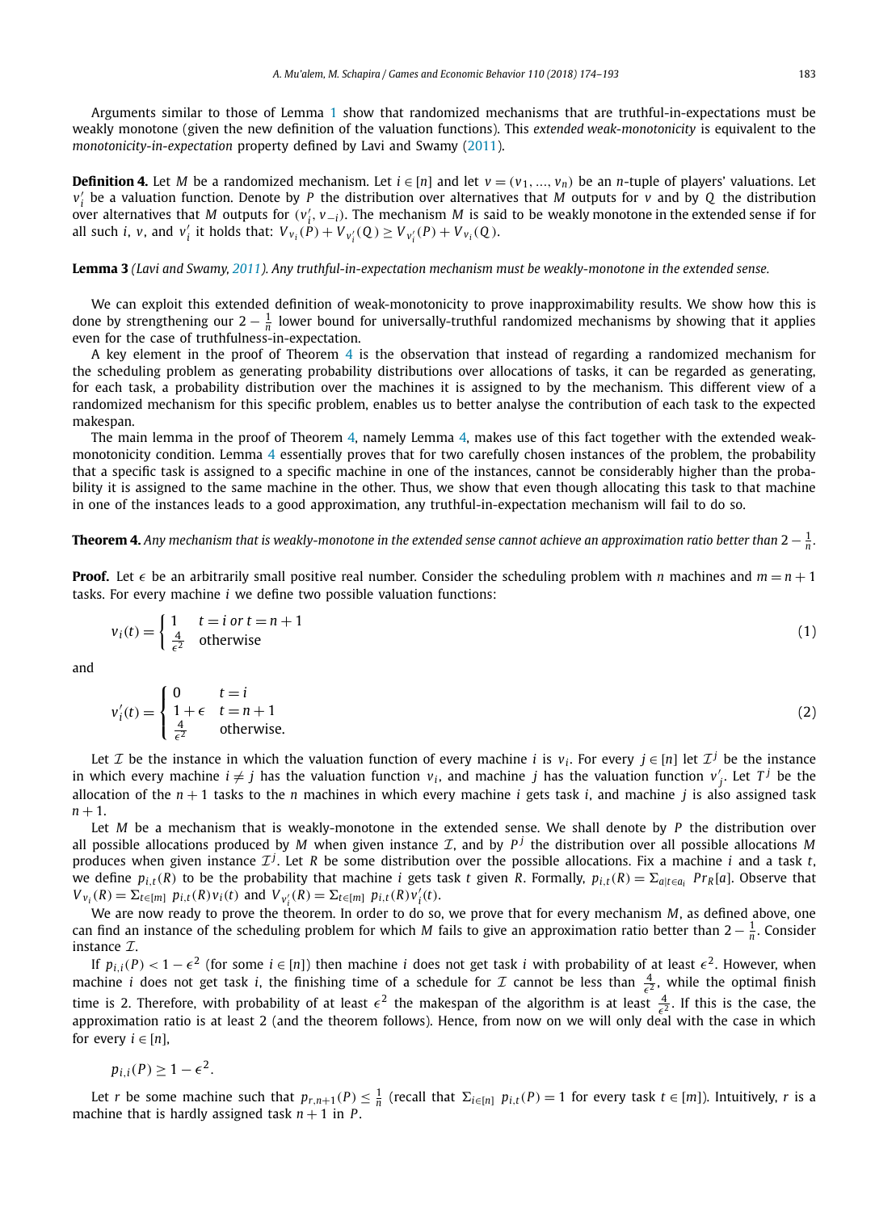Arguments similar to those of Lemma 1 show that randomized mechanisms that are truthful-in-expectations must be weakly monotone (given the new definition of the valuation functions). This *extended weak-monotonicity* is equivalent to the *monotonicity-in-expectation* property defined by Lavi and Swamy (2011).

**Definition 4.** Let $M$ be a randomized mechanism. Let $i \in [n]$ and let $v = (v_1, \ldots, v_n)$ be an $n$-tuple of players' valuations. Let $v_i'$ be a valuation function. Denote by $P$ the distribution over alternatives that $M$ outputs for $v$ and by $Q$ the distribution over alternatives that $M$ outputs for $(v_i', v_{-i})$. The mechanism $M$ is said to be weakly monotone in the extended sense if for all such $i$, $v$, and $v_i'$ it holds that: $V_{v_i}(P) + V_{v_i'}(Q) \geq V_{v_i'}(P) + V_{v_i}(Q)$.

**Lemma 3** *(Lavi and Swamy, 2011). Any truthful-in-expectation mechanism must be weakly-monotone in the extended sense.*

We can exploit this extended definition of weak-monotonicity to prove inapproximability results. We show how this is done by strengthening our $2 - \frac{1}{n}$ lower bound for universally-truthful randomized mechanisms by showing that it applies even for the case of truthfulness-in-expectation.

A key element in the proof of Theorem 4 is the observation that instead of regarding a randomized mechanism for the scheduling problem as generating probability distributions over allocations of tasks, it can be regarded as generating, for each task, a probability distribution over the machines it is assigned to by the mechanism. This different view of a randomized mechanism for this specific problem, enables us to better analyse the contribution of each task to the expected makespan.

The main lemma in the proof of Theorem 4, namely Lemma 4, makes use of this fact together with the extended weak-monotonicity condition. Lemma 4 essentially proves that for two carefully chosen instances of the problem, the probability that a specific task is assigned to a specific machine in one of the instances, cannot be considerably higher than the probability it is assigned to the same machine in the other. Thus, we show that even though allocating this task to that machine in one of the instances leads to a good approximation, any truthful-in-expectation mechanism will fail to do so.

**Theorem 4.** *Any mechanism that is weakly-monotone in the extended sense cannot achieve an approximation ratio better than $2 - \frac{1}{n}$.*

**Proof.** Let $\epsilon$ be an arbitrarily small positive real number. Consider the scheduling problem with $n$ machines and $m = n + 1$ tasks. For every machine $i$ we define two possible valuation functions:

$$v_i(t) = \begin{cases} 1 & t = i \text{ or } t = n+1 \\ \frac{4}{\epsilon^2} & \text{otherwise} \end{cases} \tag{1}$$

and

$$v_i'(t) = \begin{cases} 0 & t = i \\ 1 + \epsilon & t = n+1 \\ \frac{4}{\epsilon^2} & \text{otherwise.} \end{cases} \tag{2}$$

Let $\mathcal{I}$ be the instance in which the valuation function of every machine $i$ is $v_i$. For every $j \in [n]$ let $\mathcal{I}^j$ be the instance in which every machine $i \neq j$ has the valuation function $v_i$, and machine $j$ has the valuation function $v_j'$. Let $T^j$ be the allocation of the $n+1$ tasks to the $n$ machines in which every machine $i$ gets task $i$, and machine $j$ is also assigned task $n+1$.

Let $M$ be a mechanism that is weakly-monotone in the extended sense. We shall denote by $P$ the distribution over all possible allocations produced by $M$ when given instance $\mathcal{I}$, and by $P^j$ the distribution over all possible allocations $M$ produces when given instance $\mathcal{I}^j$. Let $R$ be some distribution over the possible allocations. Fix a machine $i$ and a task $t$, we define $p_{i,t}(R)$ to be the probability that machine $i$ gets task $t$ given $R$. Formally, $p_{i,t}(R) = \Sigma_{a|t \in a_i} Pr_R[a]$. Observe that $V_{v_i}(R) = \Sigma_{t \in [m]}\ p_{i,t}(R) v_i(t)$ and $V_{v_i'}(R) = \Sigma_{t \in [m]}\ p_{i,t}(R) v_i'(t)$.

We are now ready to prove the theorem. In order to do so, we prove that for every mechanism $M$, as defined above, one can find an instance of the scheduling problem for which $M$ fails to give an approximation ratio better than $2 - \frac{1}{n}$. Consider instance $\mathcal{I}$.

If $p_{i,i}(P) < 1 - \epsilon^2$ (for some $i \in [n]$) then machine $i$ does not get task $i$ with probability of at least $\epsilon^2$. However, when machine $i$ does not get task $i$, the finishing time of a schedule for $\mathcal{I}$ cannot be less than $\frac{4}{\epsilon^2}$, while the optimal finish time is 2. Therefore, with probability of at least $\epsilon^2$ the makespan of the algorithm is at least $\frac{4}{\epsilon^2}$. If this is the case, the approximation ratio is at least 2 (and the theorem follows). Hence, from now on we will only deal with the case in which for every $i \in [n]$,

$$p_{i,i}(P) \geq 1 - \epsilon^2.$$

Let $r$ be some machine such that $p_{r,n+1}(P) \leq \frac{1}{n}$ (recall that $\Sigma_{i \in [n]}\ p_{i,t}(P) = 1$ for every task $t \in [m]$). Intuitively, $r$ is a machine that is hardly assigned task $n+1$ in $P$.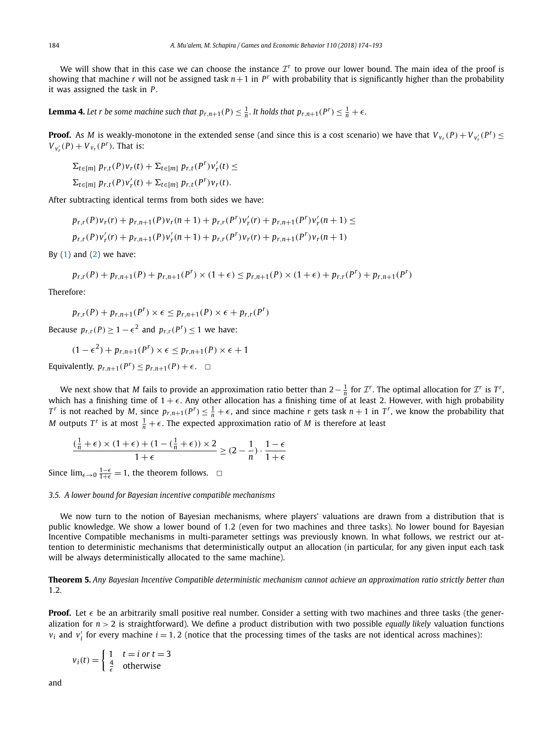We will show that in this case we can choose the instance $\mathcal{I}^r$ to prove our lower bound. The main idea of the proof is showing that machine $r$ will not be assigned task $n+1$ in $P^r$ with probability that is significantly higher than the probability it was assigned the task in $P$.

**Lemma 4.** *Let $r$ be some machine such that $p_{r,n+1}(P) \le \frac{1}{n}$. It holds that $p_{r,n+1}(P^r) \le \frac{1}{n} + \epsilon$.*

**Proof.** As $M$ is weakly-monotone in the extended sense (and since this is a cost scenario) we have that $V_{v_r}(P) + V_{v_r'}(P^r) \le V_{v_r'}(P) + V_{v_r}(P^r)$. That is:

$$\Sigma_{t \in [m]}\ p_{r,t}(P) v_r(t) + \Sigma_{t \in [m]}\ p_{r,t}(P^r) v_r'(t) \le$$
$$\Sigma_{t \in [m]}\ p_{r,t}(P) v_r'(t) + \Sigma_{t \in [m]}\ p_{r,t}(P^r) v_r(t).$$

After subtracting identical terms from both sides we have:

$$p_{r,r}(P) v_r(r) + p_{r,n+1}(P) v_r(n+1) + p_{r,r}(P^r) v_r'(r) + p_{r,n+1}(P^r) v_r'(n+1) \le$$
$$p_{r,r}(P) v_r'(r) + p_{r,n+1}(P) v_r'(n+1) + p_{r,r}(P^r) v_r(r) + p_{r,n+1}(P^r) v_r(n+1)$$

By (1) and (2) we have:

$$p_{r,r}(P) + p_{r,n+1}(P) + p_{r,n+1}(P^r) \times (1+\epsilon) \le p_{r,n+1}(P) \times (1+\epsilon) + p_{r,r}(P^r) + p_{r,n+1}(P^r)$$

Therefore:

$$p_{r,r}(P) + p_{r,n+1}(P^r) \times \epsilon \le p_{r,n+1}(P) \times \epsilon + p_{r,r}(P^r)$$

Because $p_{r,r}(P) \ge 1 - \epsilon^2$ and $p_{r,r}(P^r) \le 1$ we have:

$$(1-\epsilon^2) + p_{r,n+1}(P^r) \times \epsilon \le p_{r,n+1}(P) \times \epsilon + 1$$

Equivalently, $p_{r,n+1}(P^r) \le p_{r,n+1}(P) + \epsilon$. $\square$

We next show that $M$ fails to provide an approximation ratio better than $2 - \frac{1}{n}$ for $\mathcal{I}^r$. The optimal allocation for $\mathcal{I}^r$ is $T^r$, which has a finishing time of $1+\epsilon$. Any other allocation has a finishing time of at least 2. However, with high probability $T^r$ is not reached by $M$, since $p_{r,n+1}(P^r) \le \frac{1}{n} + \epsilon$, and since machine $r$ gets task $n+1$ in $T^r$, we know the probability that $M$ outputs $T^r$ is at most $\frac{1}{n} + \epsilon$. The expected approximation ratio of $M$ is therefore at least

$$\frac{(\frac{1}{n}+\epsilon) \times (1+\epsilon) + (1 - (\frac{1}{n}+\epsilon)) \times 2}{1+\epsilon} \ge (2 - \frac{1}{n}) \cdot \frac{1-\epsilon}{1+\epsilon}$$

Since $\lim_{\epsilon \to 0} \frac{1-\epsilon}{1+\epsilon} = 1$, the theorem follows. $\square$

### 3.5. A lower bound for Bayesian incentive compatible mechanisms

We now turn to the notion of Bayesian mechanisms, where players' valuations are drawn from a distribution that is public knowledge. We show a lower bound of 1.2 (even for two machines and three tasks). No lower bound for Bayesian Incentive Compatible mechanisms in multi-parameter settings was previously known. In what follows, we restrict our attention to deterministic mechanisms that deterministically output an allocation (in particular, for any given input each task will be always deterministically allocated to the same machine).

**Theorem 5.** *Any Bayesian Incentive Compatible deterministic mechanism cannot achieve an approximation ratio strictly better than 1.2.*

**Proof.** Let $\epsilon$ be an arbitrarily small positive real number. Consider a setting with two machines and three tasks (the generalization for $n > 2$ is straightforward). We define a product distribution with two possible *equally likely* valuation functions $v_i$ and $v_i'$ for every machine $i = 1, 2$ (notice that the processing times of the tasks are not identical across machines):

$$v_i(t) = \begin{cases} 1 & t = i \text{ or } t = 3 \\ \frac{4}{\epsilon} & \text{otherwise} \end{cases}$$

and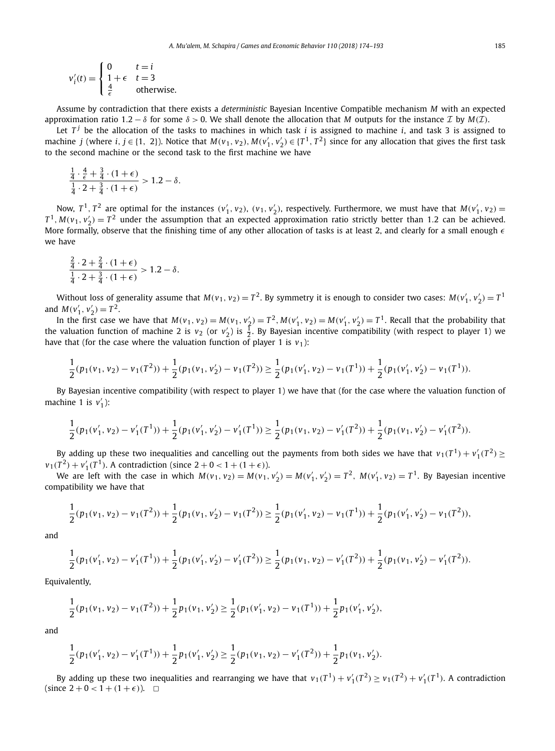$$v_i'(t) = \begin{cases} 0 & t = i \\ 1+\epsilon & t = 3 \\ \frac{4}{\epsilon} & \text{otherwise.} \end{cases}$$

Assume by contradiction that there exists a *deterministic* Bayesian Incentive Compatible mechanism $M$ with an expected approximation ratio $1.2 - \delta$ for some $\delta > 0$. We shall denote the allocation that $M$ outputs for the instance $\mathcal{I}$ by $M(\mathcal{I})$.

Let $T^j$ be the allocation of the tasks to machines in which task $i$ is assigned to machine $i$, and task 3 is assigned to machine $j$ (where $i, j \in \{1, 2\}$). Notice that $M(v_1, v_2), M(v_1', v_2') \in \{T^1, T^2\}$ since for any allocation that gives the first task to the second machine or the second task to the first machine we have

$$\frac{\frac{1}{4} \cdot \frac{4}{\epsilon} + \frac{3}{4} \cdot (1+\epsilon)}{\frac{1}{4} \cdot 2 + \frac{3}{4} \cdot (1+\epsilon)} > 1.2 - \delta.$$

Now, $T^1, T^2$ are optimal for the instances $(v_1', v_2)$, $(v_1, v_2')$, respectively. Furthermore, we must have that $M(v_1', v_2) = T^1, M(v_1, v_2') = T^2$ under the assumption that an expected approximation ratio strictly better than 1.2 can be achieved. More formally, observe that the finishing time of any other allocation of tasks is at least 2, and clearly for a small enough $\epsilon$ we have

$$\frac{\frac{2}{4} \cdot 2 + \frac{2}{4} \cdot (1+\epsilon)}{\frac{1}{4} \cdot 2 + \frac{3}{4} \cdot (1+\epsilon)} > 1.2 - \delta.$$

Without loss of generality assume that $M(v_1, v_2) = T^2$. By symmetry it is enough to consider two cases: $M(v_1', v_2') = T^1$ and $M(v_1', v_2') = T^2$.

In the first case we have that $M(v_1, v_2) = M(v_1, v_2') = T^2, M(v_1', v_2) = M(v_1', v_2') = T^1$. Recall that the probability that the valuation function of machine 2 is $v_2$ (or $v_2'$) is $\frac{1}{2}$. By Bayesian incentive compatibility (with respect to player 1) we have that (for the case where the valuation function of player 1 is $v_1$):

$$\frac{1}{2}(p_1(v_1, v_2) - v_1(T^2)) + \frac{1}{2}(p_1(v_1, v_2') - v_1(T^2)) \geq \frac{1}{2}(p_1(v_1', v_2) - v_1(T^1)) + \frac{1}{2}(p_1(v_1', v_2') - v_1(T^1)).$$

By Bayesian incentive compatibility (with respect to player 1) we have that (for the case where the valuation function of machine 1 is $v_1'$):

$$\frac{1}{2}(p_1(v_1', v_2) - v_1'(T^1)) + \frac{1}{2}(p_1(v_1', v_2') - v_1'(T^1)) \geq \frac{1}{2}(p_1(v_1, v_2) - v_1'(T^2)) + \frac{1}{2}(p_1(v_1, v_2') - v_1'(T^2)).$$

By adding up these two inequalities and cancelling out the payments from both sides we have that $v_1(T^1) + v_1'(T^2) \geq v_1(T^2) + v_1'(T^1)$. A contradiction (since $2 + 0 < 1 + (1+\epsilon)$).

We are left with the case in which $M(v_1, v_2) = M(v_1, v_2') = M(v_1', v_2') = T^2$, $M(v_1', v_2) = T^1$. By Bayesian incentive compatibility we have that

$$\frac{1}{2}(p_1(v_1, v_2) - v_1(T^2)) + \frac{1}{2}(p_1(v_1, v_2') - v_1(T^2)) \geq \frac{1}{2}(p_1(v_1', v_2) - v_1(T^1)) + \frac{1}{2}(p_1(v_1', v_2') - v_1(T^2)),$$

and

$$\frac{1}{2}(p_1(v_1', v_2) - v_1'(T^1)) + \frac{1}{2}(p_1(v_1', v_2') - v_1'(T^2)) \geq \frac{1}{2}(p_1(v_1, v_2) - v_1'(T^2)) + \frac{1}{2}(p_1(v_1, v_2') - v_1'(T^2)).$$

Equivalently,

$$\frac{1}{2}(p_1(v_1, v_2) - v_1(T^2)) + \frac{1}{2}p_1(v_1, v_2') \geq \frac{1}{2}(p_1(v_1', v_2) - v_1(T^1)) + \frac{1}{2}p_1(v_1', v_2'),$$

and

$$\frac{1}{2}(p_1(v_1', v_2) - v_1'(T^1)) + \frac{1}{2}p_1(v_1', v_2') \geq \frac{1}{2}(p_1(v_1, v_2) - v_1'(T^2)) + \frac{1}{2}p_1(v_1, v_2').$$

By adding up these two inequalities and rearranging we have that $v_1(T^1) + v_1'(T^2) \geq v_1(T^2) + v_1'(T^1)$. A contradiction (since $2 + 0 < 1 + (1+\epsilon)$). $\square$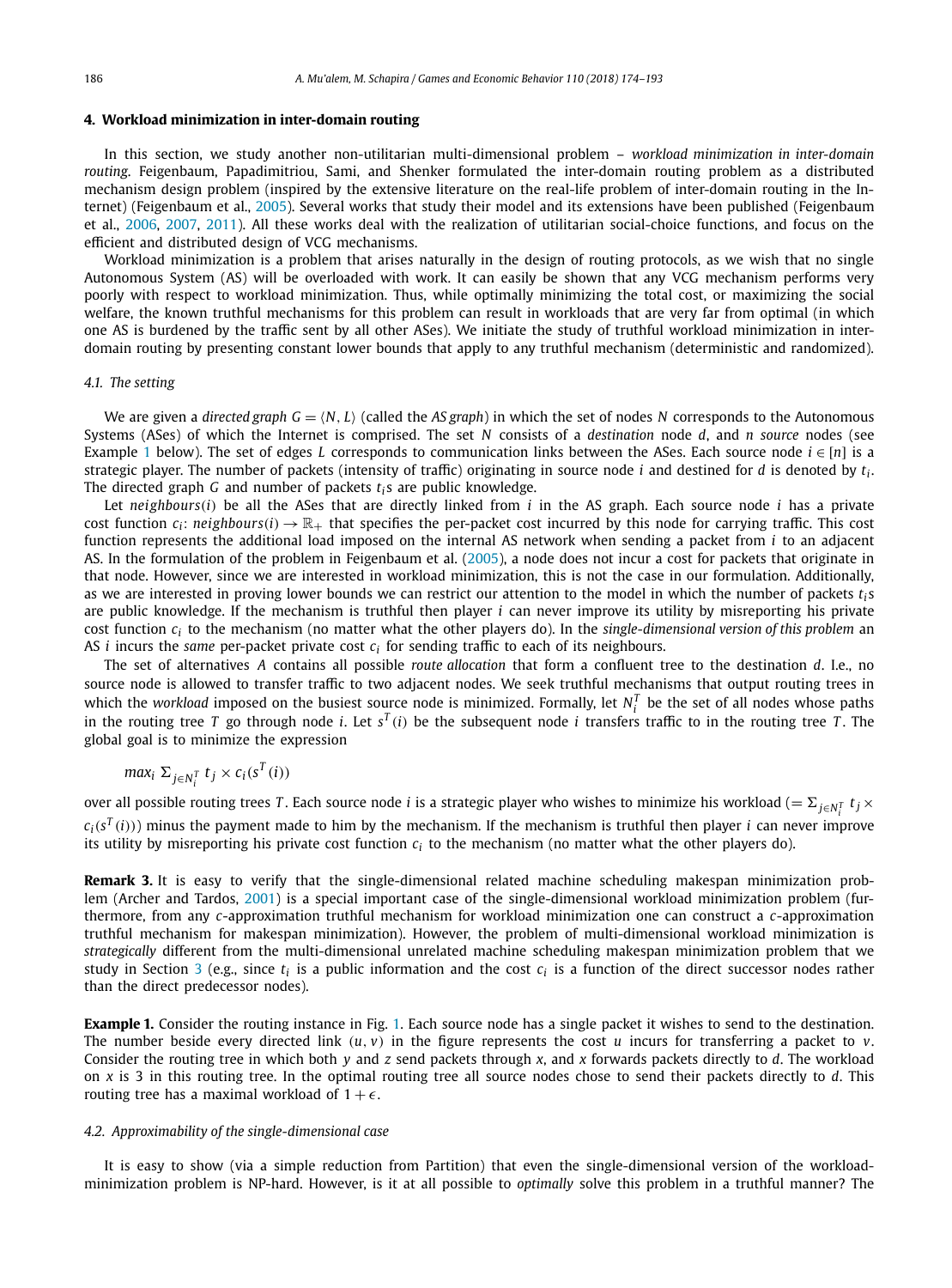## 4. Workload minimization in inter-domain routing

In this section, we study another non-utilitarian multi-dimensional problem – *workload minimization in inter-domain routing*. Feigenbaum, Papadimitriou, Sami, and Shenker formulated the inter-domain routing problem as a distributed mechanism design problem (inspired by the extensive literature on the real-life problem of inter-domain routing in the Internet) (Feigenbaum et al., 2005). Several works that study their model and its extensions have been published (Feigenbaum et al., 2006, 2007, 2011). All these works deal with the realization of utilitarian social-choice functions, and focus on the efficient and distributed design of VCG mechanisms.

Workload minimization is a problem that arises naturally in the design of routing protocols, as we wish that no single Autonomous System (AS) will be overloaded with work. It can easily be shown that any VCG mechanism performs very poorly with respect to workload minimization. Thus, while optimally minimizing the total cost, or maximizing the social welfare, the known truthful mechanisms for this problem can result in workloads that are very far from optimal (in which one AS is burdened by the traffic sent by all other ASes). We initiate the study of truthful workload minimization in inter-domain routing by presenting constant lower bounds that apply to any truthful mechanism (deterministic and randomized).

### 4.1. The setting

We are given a *directed graph* $G = \langle N, L \rangle$ (called the *AS graph*) in which the set of nodes $N$ corresponds to the Autonomous Systems (ASes) of which the Internet is comprised. The set $N$ consists of a *destination* node $d$, and $n$ *source* nodes (see Example 1 below). The set of edges $L$ corresponds to communication links between the ASes. Each source node $i \in [n]$ is a strategic player. The number of packets (intensity of traffic) originating in source node $i$ and destined for $d$ is denoted by $t_i$. The directed graph $G$ and number of packets $t_i$s are public knowledge.

Let *neighbours*$(i)$ be all the ASes that are directly linked from $i$ in the AS graph. Each source node $i$ has a private cost function $c_i$: *neighbours*$(i) \to \mathbb{R}_+$ that specifies the per-packet cost incurred by this node for carrying traffic. This cost function represents the additional load imposed on the internal AS network when sending a packet from $i$ to an adjacent AS. In the formulation of the problem in Feigenbaum et al. (2005), a node does not incur a cost for packets that originate in that node. However, since we are interested in workload minimization, this is not the case in our formulation. Additionally, as we are interested in proving lower bounds we can restrict our attention to the model in which the number of packets $t_i$s are public knowledge. If the mechanism is truthful then player $i$ can never improve its utility by misreporting his private cost function $c_i$ to the mechanism (no matter what the other players do). In the *single-dimensional version of this problem* an AS $i$ incurs the *same* per-packet private cost $c_i$ for sending traffic to each of its neighbours.

The set of alternatives $A$ contains all possible *route allocation* that form a confluent tree to the destination $d$. I.e., no source node is allowed to transfer traffic to two adjacent nodes. We seek truthful mechanisms that output routing trees in which the *workload* imposed on the busiest source node is minimized. Formally, let $N_i^T$ be the set of all nodes whose paths in the routing tree $T$ go through node $i$. Let $s^T(i)$ be the subsequent node $i$ transfers traffic to in the routing tree $T$. The global goal is to minimize the expression

$$max_i \ \Sigma_{j \in N_i^T} \ t_j \times c_i(s^T(i))$$

over all possible routing trees $T$. Each source node $i$ is a strategic player who wishes to minimize his workload ($= \Sigma_{j \in N_i^T} \ t_j \times c_i(s^T(i))$) minus the payment made to him by the mechanism. If the mechanism is truthful then player $i$ can never improve its utility by misreporting his private cost function $c_i$ to the mechanism (no matter what the other players do).

**Remark 3.** It is easy to verify that the single-dimensional related machine scheduling makespan minimization problem (Archer and Tardos, 2001) is a special important case of the single-dimensional workload minimization problem (furthermore, from any $c$-approximation truthful mechanism for workload minimization one can construct a $c$-approximation truthful mechanism for makespan minimization). However, the problem of multi-dimensional workload minimization is *strategically* different from the multi-dimensional unrelated machine scheduling makespan minimization problem that we study in Section 3 (e.g., since $t_i$ is a public information and the cost $c_i$ is a function of the direct successor nodes rather than the direct predecessor nodes).

**Example 1.** Consider the routing instance in Fig. 1. Each source node has a single packet it wishes to send to the destination. The number beside every directed link $(u, v)$ in the figure represents the cost $u$ incurs for transferring a packet to $v$. Consider the routing tree in which both $y$ and $z$ send packets through $x$, and $x$ forwards packets directly to $d$. The workload on $x$ is 3 in this routing tree. In the optimal routing tree all source nodes chose to send their packets directly to $d$. This routing tree has a maximal workload of $1 + \epsilon$.

### 4.2. Approximability of the single-dimensional case

It is easy to show (via a simple reduction from Partition) that even the single-dimensional version of the workload-minimization problem is NP-hard. However, is it at all possible to *optimally* solve this problem in a truthful manner? The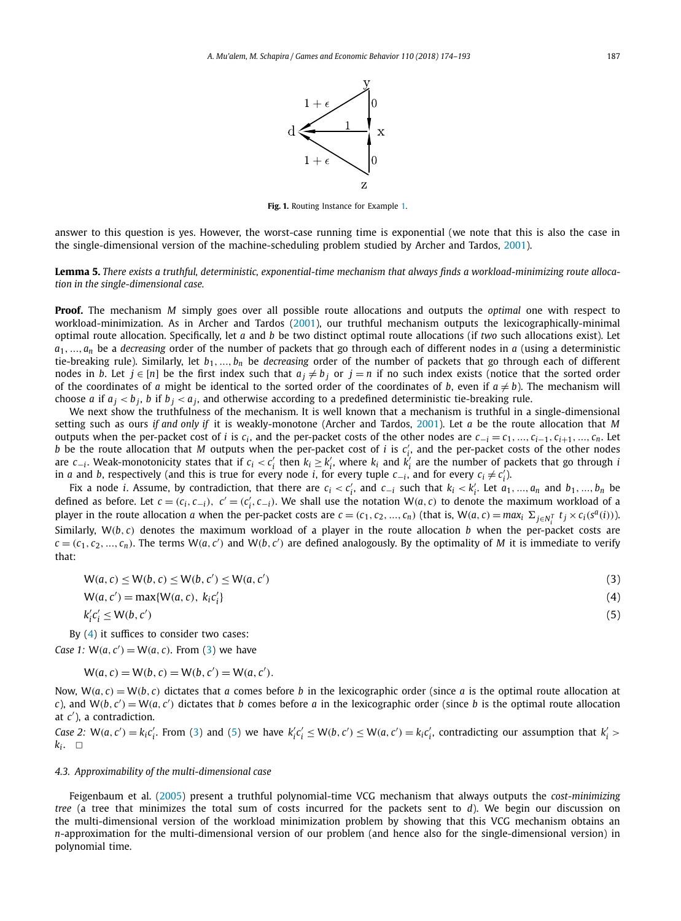Fig. 1. Routing Instance for Example 1.

answer to this question is yes. However, the worst-case running time is exponential (we note that this is also the case in the single-dimensional version of the machine-scheduling problem studied by Archer and Tardos, 2001).

**Lemma 5.** *There exists a truthful, deterministic, exponential-time mechanism that always finds a workload-minimizing route allocation in the single-dimensional case.*

**Proof.** The mechanism $M$ simply goes over all possible route allocations and outputs the *optimal* one with respect to workload-minimization. As in Archer and Tardos (2001), our truthful mechanism outputs the lexicographically-minimal optimal route allocation. Specifically, let $a$ and $b$ be two distinct optimal route allocations (if *two* such allocations exist). Let $a_1, \ldots, a_n$ be a *decreasing* order of the number of packets that go through each of different nodes in $a$ (using a deterministic tie-breaking rule). Similarly, let $b_1, \ldots, b_n$ be *decreasing* order of the number of packets that go through each of different nodes in $b$. Let $j \in [n]$ be the first index such that $a_j \neq b_j$ or $j = n$ if no such index exists (notice that the sorted order of the coordinates of $a$ might be identical to the sorted order of the coordinates of $b$, even if $a \neq b$). The mechanism will choose $a$ if $a_j < b_j$, $b$ if $b_j < a_j$, and otherwise according to a predefined deterministic tie-breaking rule.

We next show the truthfulness of the mechanism. It is well known that a mechanism is truthful in a single-dimensional setting such as ours *if and only if* it is weakly-monotone (Archer and Tardos, 2001). Let $a$ be the route allocation that $M$ outputs when the per-packet cost of $i$ is $c_i$, and the per-packet costs of the other nodes are $c_{-i} = c_1, \ldots, c_{i-1}, c_{i+1}, \ldots, c_n$. Let $b$ be the route allocation that $M$ outputs when the per-packet cost of $i$ is $c'_i$, and the per-packet costs of the other nodes are $c_{-i}$. Weak-monotonicity states that if $c_i < c'_i$ then $k_i \geq k'_i$, where $k_i$ and $k'_i$ are the number of packets that go through $i$ in $a$ and $b$, respectively (and this is true for every node $i$, for every tuple $c_{-i}$, and for every $c_i \neq c'_i$).

Fix a node $i$. Assume, by contradiction, that there are $c_i < c'_i$, and $c_{-i}$ such that $k_i < k'_i$. Let $a_1, \ldots, a_n$ and $b_1, \ldots, b_n$ be defined as before. Let $c = (c_i, c_{-i})$, $c' = (c'_i, c_{-i})$. We shall use the notation $\mathrm{W}(a, c)$ to denote the maximum workload of a player in the route allocation $a$ when the per-packet costs are $c = (c_1, c_2, \ldots, c_n)$ (that is, $\mathrm{W}(a, c) = max_i \ \Sigma_{j \in N_i^T} \ t_j \times c_i(s^a(i))$). Similarly, $\mathrm{W}(b, c)$ denotes the maximum workload of a player in the route allocation $b$ when the per-packet costs are $c = (c_1, c_2, \ldots, c_n)$. The terms $\mathrm{W}(a, c')$ and $\mathrm{W}(b, c')$ are defined analogously. By the optimality of $M$ it is immediate to verify that:

$$\mathrm{W}(a, c) \leq \mathrm{W}(b, c) \leq \mathrm{W}(b, c') \leq \mathrm{W}(a, c') \quad (3)$$

$$\mathrm{W}(a, c') = \max\{\mathrm{W}(a, c), \ k_i c'_i\} \quad (4)$$

$$k'_i c'_i \leq \mathrm{W}(b, c') \quad (5)$$

By (4) it suffices to consider two cases:

*Case 1:* $\mathrm{W}(a, c') = \mathrm{W}(a, c)$. From (3) we have

$$\mathrm{W}(a, c) = \mathrm{W}(b, c) = \mathrm{W}(b, c') = \mathrm{W}(a, c').$$

Now, $\mathrm{W}(a, c) = \mathrm{W}(b, c)$ dictates that $a$ comes before $b$ in the lexicographic order (since $a$ is the optimal route allocation at $c$), and $\mathrm{W}(b, c') = \mathrm{W}(a, c')$ dictates that $b$ comes before $a$ in the lexicographic order (since $b$ is the optimal route allocation at $c'$), a contradiction.

*Case 2:* $\mathrm{W}(a, c') = k_i c'_i$. From (3) and (5) we have $k'_i c'_i \leq \mathrm{W}(b, c') \leq \mathrm{W}(a, c') = k_i c'_i$, contradicting our assumption that $k'_i > k_i$. $\square$

### 4.3. Approximability of the multi-dimensional case

Feigenbaum et al. (2005) present a truthful polynomial-time VCG mechanism that always outputs the *cost-minimizing tree* (a tree that minimizes the total sum of costs incurred for the packets sent to $d$). We begin our discussion on the multi-dimensional version of the workload minimization problem by showing that this VCG mechanism obtains an $n$-approximation for the multi-dimensional version of our problem (and hence also for the single-dimensional version) in polynomial time.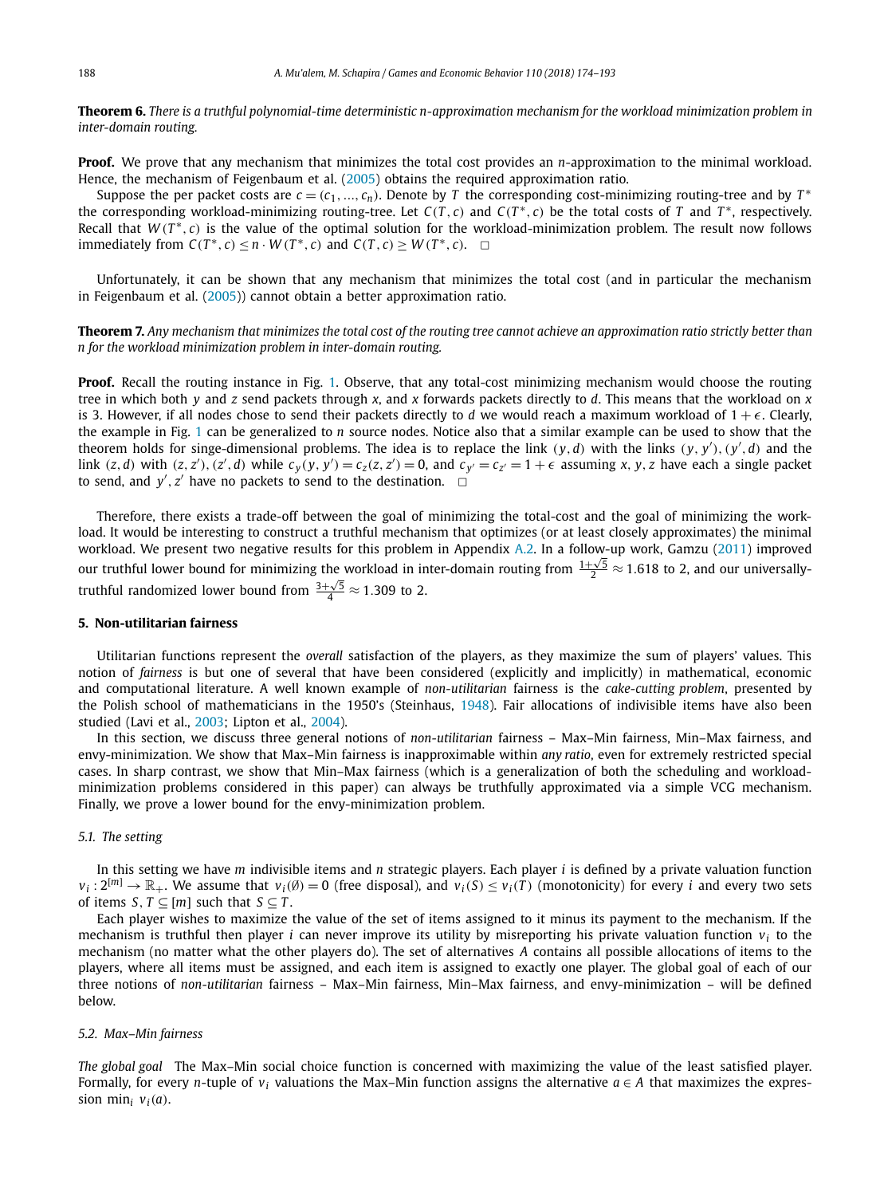**Theorem 6.** *There is a truthful polynomial-time deterministic n-approximation mechanism for the workload minimization problem in inter-domain routing.*

**Proof.** We prove that any mechanism that minimizes the total cost provides an $n$-approximation to the minimal workload. Hence, the mechanism of Feigenbaum et al. (2005) obtains the required approximation ratio.

Suppose the per packet costs are $c = (c_1, \ldots, c_n)$. Denote by $T$ the corresponding cost-minimizing routing-tree and by $T^*$ the corresponding workload-minimizing routing-tree. Let $C(T, c)$ and $C(T^*, c)$ be the total costs of $T$ and $T^*$, respectively. Recall that $W(T^*, c)$ is the value of the optimal solution for the workload-minimization problem. The result now follows immediately from $C(T^*, c) \leq n \cdot W(T^*, c)$ and $C(T, c) \geq W(T^*, c)$. $\square$

Unfortunately, it can be shown that any mechanism that minimizes the total cost (and in particular the mechanism in Feigenbaum et al. (2005)) cannot obtain a better approximation ratio.

**Theorem 7.** *Any mechanism that minimizes the total cost of the routing tree cannot achieve an approximation ratio strictly better than n for the workload minimization problem in inter-domain routing.*

**Proof.** Recall the routing instance in Fig. 1. Observe, that any total-cost minimizing mechanism would choose the routing tree in which both $y$ and $z$ send packets through $x$, and $x$ forwards packets directly to $d$. This means that the workload on $x$ is 3. However, if all nodes chose to send their packets directly to $d$ we would reach a maximum workload of $1 + \epsilon$. Clearly, the example in Fig. 1 can be generalized to $n$ source nodes. Notice also that a similar example can be used to show that the theorem holds for singe-dimensional problems. The idea is to replace the link $(y, d)$ with the links $(y, y'), (y', d)$ and the link $(z, d)$ with $(z, z'), (z', d)$ while $c_y(y, y') = c_z(z, z') = 0$, and $c_{y'} = c_{z'} = 1 + \epsilon$ assuming $x, y, z$ have each a single packet to send, and $y', z'$ have no packets to send to the destination. $\square$

Therefore, there exists a trade-off between the goal of minimizing the total-cost and the goal of minimizing the workload. It would be interesting to construct a truthful mechanism that optimizes (or at least closely approximates) the minimal workload. We present two negative results for this problem in Appendix A.2. In a follow-up work, Gamzu (2011) improved our truthful lower bound for minimizing the workload in inter-domain routing from $\frac{1+\sqrt{5}}{2} \approx 1.618$ to 2, and our universally-truthful randomized lower bound from $\frac{3+\sqrt{5}}{4} \approx 1.309$ to 2.

## 5. Non-utilitarian fairness

Utilitarian functions represent the *overall* satisfaction of the players, as they maximize the sum of players' values. This notion of *fairness* is but one of several that have been considered (explicitly and implicitly) in mathematical, economic and computational literature. A well known example of *non-utilitarian* fairness is the *cake-cutting problem*, presented by the Polish school of mathematicians in the 1950's (Steinhaus, 1948). Fair allocations of indivisible items have also been studied (Lavi et al., 2003; Lipton et al., 2004).

In this section, we discuss three general notions of *non-utilitarian* fairness – Max–Min fairness, Min–Max fairness, and envy-minimization. We show that Max–Min fairness is inapproximable within *any ratio*, even for extremely restricted special cases. In sharp contrast, we show that Min–Max fairness (which is a generalization of both the scheduling and workload-minimization problems considered in this paper) can always be truthfully approximated via a simple VCG mechanism. Finally, we prove a lower bound for the envy-minimization problem.

### 5.1. The setting

In this setting we have $m$ indivisible items and $n$ strategic players. Each player $i$ is defined by a private valuation function $v_i : 2^{[m]} \to \mathbb{R}_+$. We assume that $v_i(\emptyset) = 0$ (free disposal), and $v_i(S) \leq v_i(T)$ (monotonicity) for every $i$ and every two sets of items $S, T \subseteq [m]$ such that $S \subseteq T$.

Each player wishes to maximize the value of the set of items assigned to it minus its payment to the mechanism. If the mechanism is truthful then player $i$ can never improve its utility by misreporting his private valuation function $v_i$ to the mechanism (no matter what the other players do). The set of alternatives $A$ contains all possible allocations of items to the players, where all items must be assigned, and each item is assigned to exactly one player. The global goal of each of our three notions of *non-utilitarian* fairness – Max–Min fairness, Min–Max fairness, and envy-minimization – will be defined below.

### 5.2. Max–Min fairness

*The global goal* The Max–Min social choice function is concerned with maximizing the value of the least satisfied player. Formally, for every $n$-tuple of $v_i$ valuations the Max–Min function assigns the alternative $a \in A$ that maximizes the expression $\min_i v_i(a)$.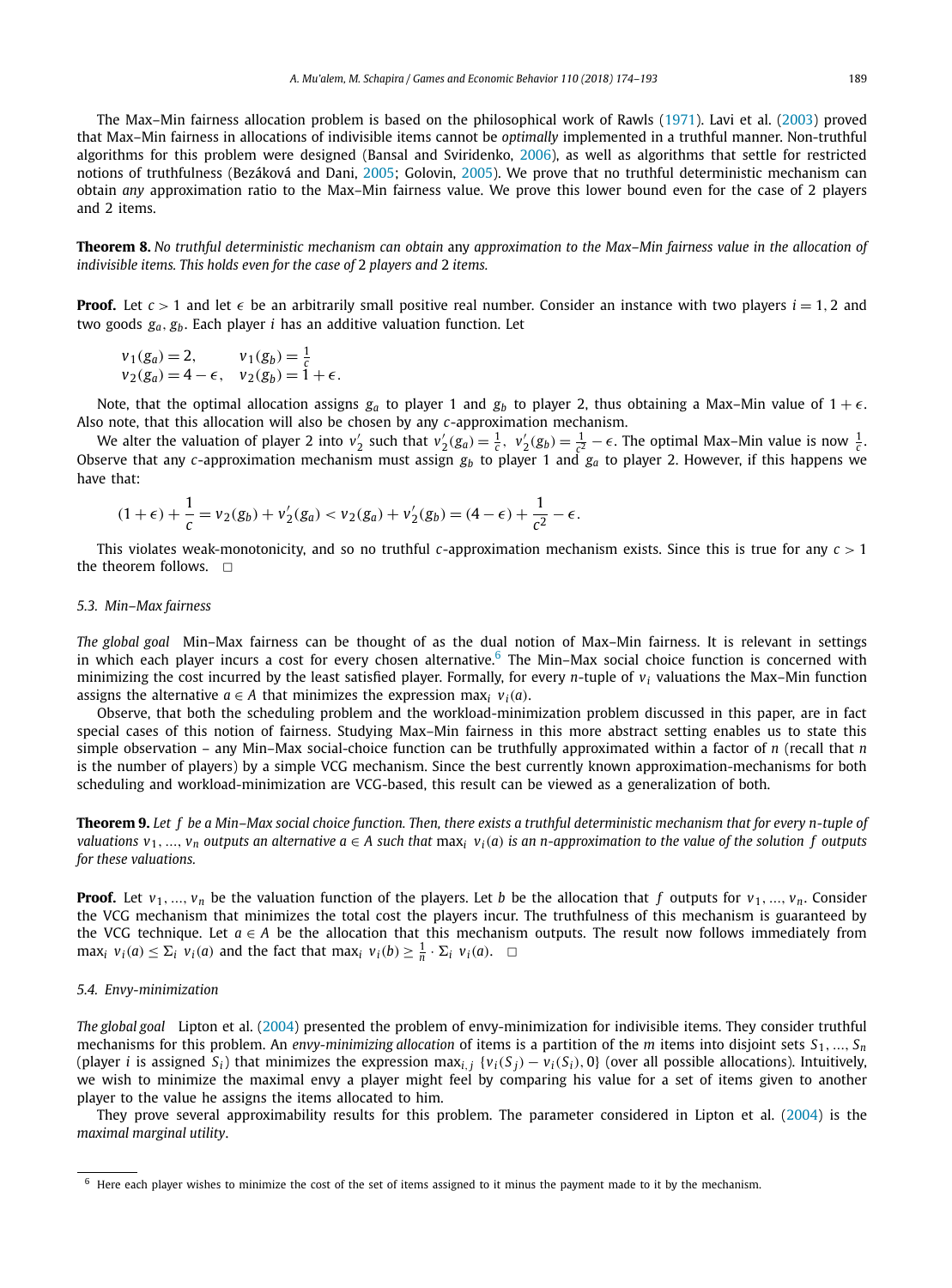The Max–Min fairness allocation problem is based on the philosophical work of Rawls (1971). Lavi et al. (2003) proved that Max–Min fairness in allocations of indivisible items cannot be *optimally* implemented in a truthful manner. Non-truthful algorithms for this problem were designed (Bansal and Sviridenko, 2006), as well as algorithms that settle for restricted notions of truthfulness (Bezáková and Dani, 2005; Golovin, 2005). We prove that no truthful deterministic mechanism can obtain *any* approximation ratio to the Max–Min fairness value. We prove this lower bound even for the case of 2 players and 2 items.

**Theorem 8.** *No truthful deterministic mechanism can obtain* any *approximation to the Max–Min fairness value in the allocation of indivisible items. This holds even for the case of* 2 *players and* 2 *items.*

**Proof.** Let $c > 1$ and let $\epsilon$ be an arbitrarily small positive real number. Consider an instance with two players $i = 1, 2$ and two goods $g_a, g_b$. Each player $i$ has an additive valuation function. Let

$$v_1(g_a) = 2, \qquad v_1(g_b) = \tfrac{1}{c}$$
$$v_2(g_a) = 4 - \epsilon, \quad v_2(g_b) = 1 + \epsilon.$$

Note, that the optimal allocation assigns $g_a$ to player 1 and $g_b$ to player 2, thus obtaining a Max–Min value of $1 + \epsilon$. Also note, that this allocation will also be chosen by any $c$-approximation mechanism.

We alter the valuation of player 2 into $v'_2$ such that $v'_2(g_a) = \frac{1}{c}$, $v'_2(g_b) = \frac{1}{c^2} - \epsilon$. The optimal Max–Min value is now $\frac{1}{c}$. Observe that any $c$-approximation mechanism must assign $g_b$ to player 1 and $g_a$ to player 2. However, if this happens we have that:

$$(1+\epsilon) + \frac{1}{c} = v_2(g_b) + v'_2(g_a) < v_2(g_a) + v'_2(g_b) = (4 - \epsilon) + \frac{1}{c^2} - \epsilon.$$

This violates weak-monotonicity, and so no truthful $c$-approximation mechanism exists. Since this is true for any $c > 1$ the theorem follows. $\square$

### 5.3. Min–Max fairness

*The global goal* Min–Max fairness can be thought of as the dual notion of Max–Min fairness. It is relevant in settings in which each player incurs a cost for every chosen alternative.[6] The Min–Max social choice function is concerned with minimizing the cost incurred by the least satisfied player. Formally, for every $n$-tuple of $v_i$ valuations the Max–Min function assigns the alternative $a \in A$ that minimizes the expression $\max_i v_i(a)$.

Observe, that both the scheduling problem and the workload-minimization problem discussed in this paper, are in fact special cases of this notion of fairness. Studying Max–Min fairness in this more abstract setting enables us to state this simple observation – any Min–Max social-choice function can be truthfully approximated within a factor of $n$ (recall that $n$ is the number of players) by a simple VCG mechanism. Since the best currently known approximation-mechanisms for both scheduling and workload-minimization are VCG-based, this result can be viewed as a generalization of both.

**Theorem 9.** *Let $f$ be a Min–Max social choice function. Then, there exists a truthful deterministic mechanism that for every $n$-tuple of valuations $v_1, \ldots, v_n$ outputs an alternative $a \in A$ such that $\max_i v_i(a)$ is an $n$-approximation to the value of the solution $f$ outputs for these valuations.*

**Proof.** Let $v_1, \ldots, v_n$ be the valuation function of the players. Let $b$ be the allocation that $f$ outputs for $v_1, \ldots, v_n$. Consider the VCG mechanism that minimizes the total cost the players incur. The truthfulness of this mechanism is guaranteed by the VCG technique. Let $a \in A$ be the allocation that this mechanism outputs. The result now follows immediately from $\max_i v_i(a) \leq \Sigma_i v_i(a)$ and the fact that $\max_i v_i(b) \geq \frac{1}{n} \cdot \Sigma_i v_i(a)$. $\square$

### 5.4. Envy-minimization

*The global goal* Lipton et al. (2004) presented the problem of envy-minimization for indivisible items. They consider truthful mechanisms for this problem. An *envy-minimizing allocation* of items is a partition of the $m$ items into disjoint sets $S_1, \ldots, S_n$ (player $i$ is assigned $S_i$) that minimizes the expression $\max_{i,j} \{v_i(S_j) - v_i(S_i), 0\}$ (over all possible allocations). Intuitively, we wish to minimize the maximal envy a player might feel by comparing his value for a set of items given to another player to the value he assigns the items allocated to him.

They prove several approximability results for this problem. The parameter considered in Lipton et al. (2004) is the *maximal marginal utility*.

[6] Here each player wishes to minimize the cost of the set of items assigned to it minus the payment made to it by the mechanism.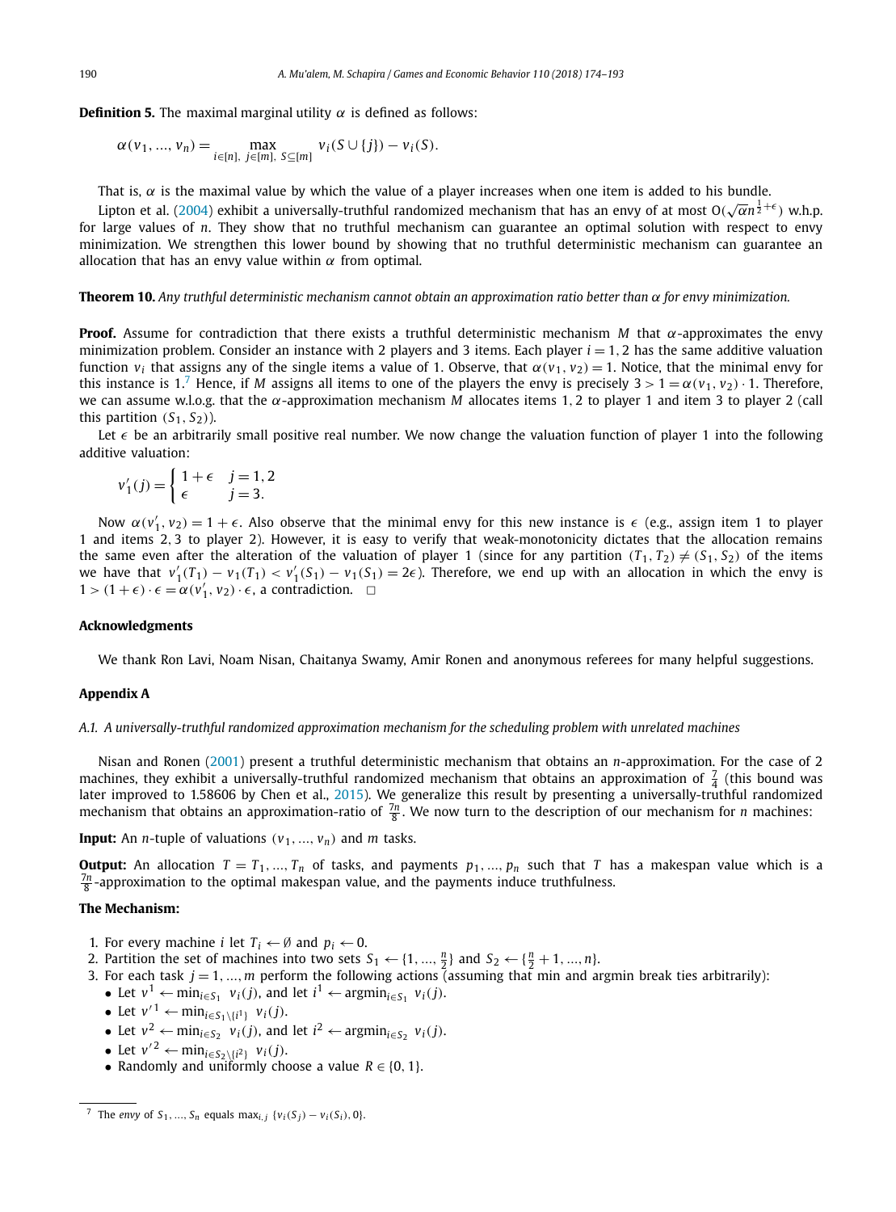**Definition 5.** The maximal marginal utility $\alpha$ is defined as follows:

$$\alpha(v_1, \ldots, v_n) = \max_{i \in [n],\ j \in [m],\ S \subseteq [m]} v_i(S \cup \{j\}) - v_i(S).$$

That is, $\alpha$ is the maximal value by which the value of a player increases when one item is added to his bundle.

Lipton et al. (2004) exhibit a universally-truthful randomized mechanism that has an envy of at most $O(\sqrt{\alpha} n^{\frac{1}{2}+\epsilon})$ w.h.p. for large values of $n$. They show that no truthful mechanism can guarantee an optimal solution with respect to envy minimization. We strengthen this lower bound by showing that no truthful deterministic mechanism can guarantee an allocation that has an envy value within $\alpha$ from optimal.

**Theorem 10.** *Any truthful deterministic mechanism cannot obtain an approximation ratio better than $\alpha$ for envy minimization.*

**Proof.** Assume for contradiction that there exists a truthful deterministic mechanism $M$ that $\alpha$-approximates the envy minimization problem. Consider an instance with 2 players and 3 items. Each player $i = 1, 2$ has the same additive valuation function $v_i$ that assigns any of the single items a value of 1. Observe, that $\alpha(v_1, v_2) = 1$. Notice, that the minimal envy for this instance is 1.[7] Hence, if $M$ assigns all items to one of the players the envy is precisely $3 > 1 = \alpha(v_1, v_2) \cdot 1$. Therefore, we can assume w.l.o.g. that the $\alpha$-approximation mechanism $M$ allocates items 1, 2 to player 1 and item 3 to player 2 (call this partition $(S_1, S_2)$).

Let $\epsilon$ be an arbitrarily small positive real number. We now change the valuation function of player 1 into the following additive valuation:

$$v'_1(j) = \begin{cases} 1 + \epsilon & j = 1, 2 \\ \epsilon & j = 3. \end{cases}$$

Now $\alpha(v'_1, v_2) = 1 + \epsilon$. Also observe that the minimal envy for this new instance is $\epsilon$ (e.g., assign item 1 to player 1 and items 2, 3 to player 2). However, it is easy to verify that weak-monotonicity dictates that the allocation remains the same even after the alteration of the valuation of player 1 (since for any partition $(T_1, T_2) \neq (S_1, S_2)$ of the items we have that $v'_1(T_1) - v_1(T_1) < v'_1(S_1) - v_1(S_1) = 2\epsilon$). Therefore, we end up with an allocation in which the envy is $1 > (1 + \epsilon) \cdot \epsilon = \alpha(v'_1, v_2) \cdot \epsilon$, a contradiction. $\square$

## Acknowledgments

We thank Ron Lavi, Noam Nisan, Chaitanya Swamy, Amir Ronen and anonymous referees for many helpful suggestions.

## Appendix A

### A.1. A universally-truthful randomized approximation mechanism for the scheduling problem with unrelated machines

Nisan and Ronen (2001) present a truthful deterministic mechanism that obtains an $n$-approximation. For the case of 2 machines, they exhibit a universally-truthful randomized mechanism that obtains an approximation of $\frac{7}{4}$ (this bound was later improved to 1.58606 by Chen et al., 2015). We generalize this result by presenting a universally-truthful randomized mechanism that obtains an approximation-ratio of $\frac{7n}{8}$. We now turn to the description of our mechanism for $n$ machines:

**Input:** An $n$-tuple of valuations $(v_1, \ldots, v_n)$ and $m$ tasks.

**Output:** An allocation $T = T_1, \ldots, T_n$ of tasks, and payments $p_1, \ldots, p_n$ such that $T$ has a makespan value which is a $\frac{7n}{8}$-approximation to the optimal makespan value, and the payments induce truthfulness.

**The Mechanism:**

1. For every machine $i$ let $T_i \leftarrow \emptyset$ and $p_i \leftarrow 0$.
2. Partition the set of machines into two sets $S_1 \leftarrow \{1, \ldots, \frac{n}{2}\}$ and $S_2 \leftarrow \{\frac{n}{2} + 1, \ldots, n\}$.
3. For each task $j = 1, \ldots, m$ perform the following actions (assuming that min and argmin break ties arbitrarily):
   - Let $v^1 \leftarrow \min_{i \in S_1} v_i(j)$, and let $i^1 \leftarrow \operatorname{argmin}_{i \in S_1} v_i(j)$.
   - Let $v'^1 \leftarrow \min_{i \in S_1 \setminus \{i^1\}} v_i(j)$.
   - Let $v^2 \leftarrow \min_{i \in S_2} v_i(j)$, and let $i^2 \leftarrow \operatorname{argmin}_{i \in S_2} v_i(j)$.
   - Let $v'^2 \leftarrow \min_{i \in S_2 \setminus \{i^2\}} v_i(j)$.
   - Randomly and uniformly choose a value $R \in \{0, 1\}$.

[7] The *envy* of $S_1, \ldots, S_n$ equals $\max_{i,j} \{v_i(S_j) - v_i(S_i), 0\}$.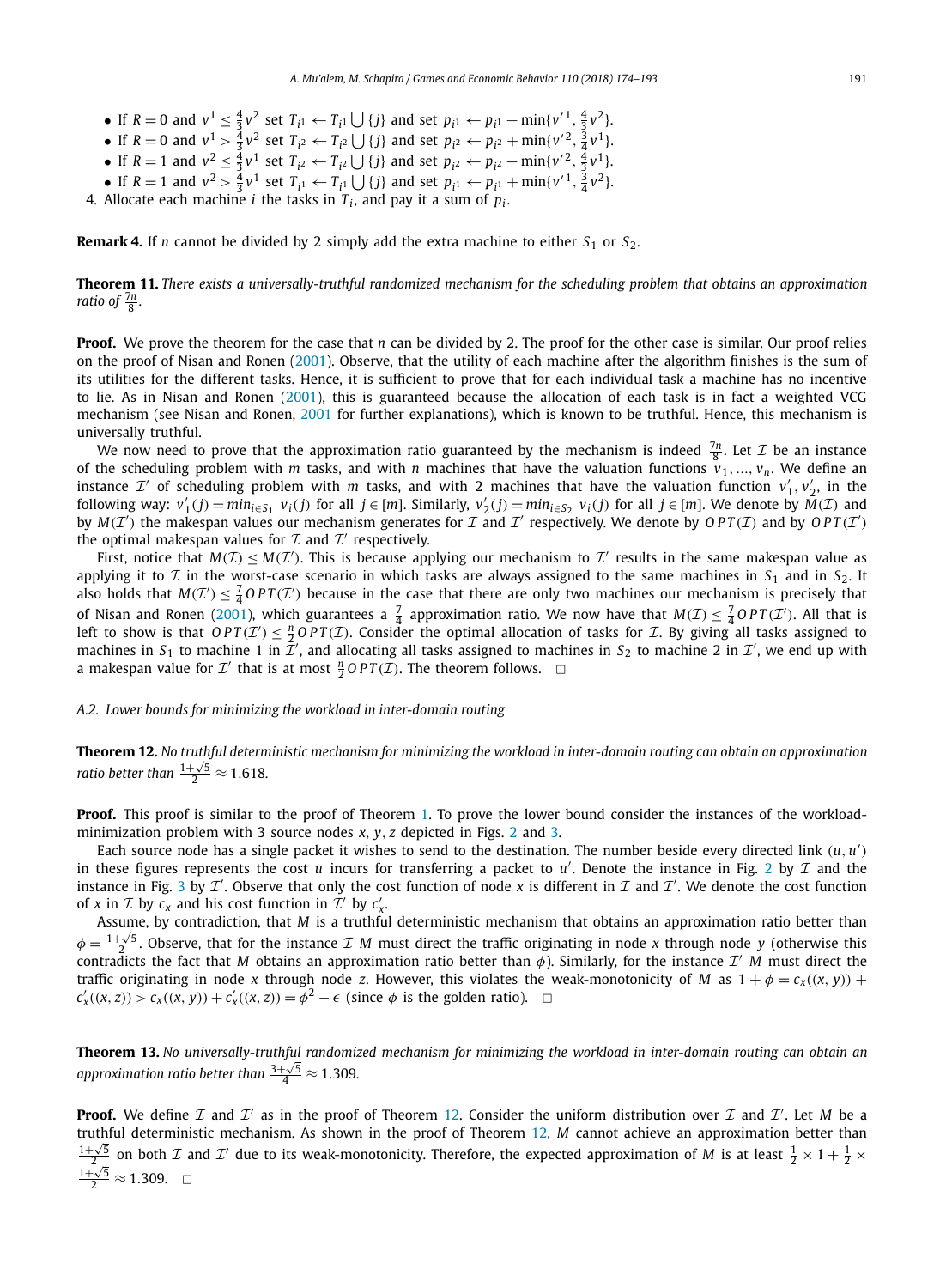- If $R = 0$ and $v^1 \leq \frac{4}{3}v^2$ set $T_{i^1} \leftarrow T_{i^1} \bigcup \{j\}$ and set $p_{i^1} \leftarrow p_{i^1} + \min\{v'^1, \frac{4}{3}v^2\}$.
- If $R = 0$ and $v^1 > \frac{4}{3}v^2$ set $T_{i^2} \leftarrow T_{i^2} \bigcup \{j\}$ and set $p_{i^2} \leftarrow p_{i^2} + \min\{v'^2, \frac{3}{4}v^1\}$.
- If $R = 1$ and $v^2 \leq \frac{4}{3}v^1$ set $T_{i^2} \leftarrow T_{i^2} \bigcup \{j\}$ and set $p_{i^2} \leftarrow p_{i^2} + \min\{v'^2, \frac{4}{3}v^1\}$.
- If $R = 1$ and $v^2 > \frac{4}{3}v^1$ set $T_{i^1} \leftarrow T_{i^1} \bigcup \{j\}$ and set $p_{i^1} \leftarrow p_{i^1} + \min\{v'^1, \frac{3}{4}v^2\}$.

4. Allocate each machine $i$ the tasks in $T_i$, and pay it a sum of $p_i$.

**Remark 4.** If $n$ cannot be divided by 2 simply add the extra machine to either $S_1$ or $S_2$.

**Theorem 11.** *There exists a universally-truthful randomized mechanism for the scheduling problem that obtains an approximation ratio of* $\frac{7n}{8}$.

**Proof.** We prove the theorem for the case that $n$ can be divided by 2. The proof for the other case is similar. Our proof relies on the proof of Nisan and Ronen (2001). Observe, that the utility of each machine after the algorithm finishes is the sum of its utilities for the different tasks. Hence, it is sufficient to prove that for each individual task a machine has no incentive to lie. As in Nisan and Ronen (2001), this is guaranteed because the allocation of each task is in fact a weighted VCG mechanism (see Nisan and Ronen, 2001 for further explanations), which is known to be truthful. Hence, this mechanism is universally truthful.

We now need to prove that the approximation ratio guaranteed by the mechanism is indeed $\frac{7n}{8}$. Let $\mathcal{I}$ be an instance of the scheduling problem with $m$ tasks, and with $n$ machines that have the valuation functions $v_1, \ldots, v_n$. We define an instance $\mathcal{I}'$ of scheduling problem with $m$ tasks, and with 2 machines that have the valuation function $v'_1, v'_2$, in the following way: $v'_1(j) = min_{i\in S_1}\ v_i(j)$ for all $j \in [m]$. Similarly, $v'_2(j) = min_{i\in S_2}\ v_i(j)$ for all $j \in [m]$. We denote by $M(\mathcal{I})$ and by $M(\mathcal{I}')$ the makespan values our mechanism generates for $\mathcal{I}$ and $\mathcal{I}'$ respectively. We denote by $OPT(\mathcal{I})$ and by $OPT(\mathcal{I}')$ the optimal makespan values for $\mathcal{I}$ and $\mathcal{I}'$ respectively.

First, notice that $M(\mathcal{I}) \leq M(\mathcal{I}')$. This is because applying our mechanism to $\mathcal{I}'$ results in the same makespan value as applying it to $\mathcal{I}$ in the worst-case scenario in which tasks are always assigned to the same machines in $S_1$ and in $S_2$. It also holds that $M(\mathcal{I}') \leq \frac{7}{4}OPT(\mathcal{I}')$ because in the case that there are only two machines our mechanism is precisely that of Nisan and Ronen (2001), which guarantees a $\frac{7}{4}$ approximation ratio. We now have that $M(\mathcal{I}) \leq \frac{7}{4}OPT(\mathcal{I}')$. All that is left to show is that $OPT(\mathcal{I}') \leq \frac{n}{2}OPT(\mathcal{I})$. Consider the optimal allocation of tasks for $\mathcal{I}$. By giving all tasks assigned to machines in $S_1$ to machine 1 in $\mathcal{I}'$, and allocating all tasks assigned to machines in $S_2$ to machine 2 in $\mathcal{I}'$, we end up with a makespan value for $\mathcal{I}'$ that is at most $\frac{n}{2}OPT(\mathcal{I})$. The theorem follows. $\square$

*A.2. Lower bounds for minimizing the workload in inter-domain routing*

**Theorem 12.** *No truthful deterministic mechanism for minimizing the workload in inter-domain routing can obtain an approximation ratio better than* $\frac{1+\sqrt{5}}{2} \approx 1.618$.

**Proof.** This proof is similar to the proof of Theorem 1. To prove the lower bound consider the instances of the workload-minimization problem with 3 source nodes $x, y, z$ depicted in Figs. 2 and 3.

Each source node has a single packet it wishes to send to the destination. The number beside every directed link $(u, u')$ in these figures represents the cost $u$ incurs for transferring a packet to $u'$. Denote the instance in Fig. 2 by $\mathcal{I}$ and the instance in Fig. 3 by $\mathcal{I}'$. Observe that only the cost function of node $x$ is different in $\mathcal{I}$ and $\mathcal{I}'$. We denote the cost function of $x$ in $\mathcal{I}$ by $c_x$ and his cost function in $\mathcal{I}'$ by $c'_x$.

Assume, by contradiction, that $M$ is a truthful deterministic mechanism that obtains an approximation ratio better than $\phi = \frac{1+\sqrt{5}}{2}$. Observe, that for the instance $\mathcal{I}$ $M$ must direct the traffic originating in node $x$ through node $y$ (otherwise this contradicts the fact that $M$ obtains an approximation ratio better than $\phi$). Similarly, for the instance $\mathcal{I}'$ $M$ must direct the traffic originating in node $x$ through node $z$. However, this violates the weak-monotonicity of $M$ as $1 + \phi = c_x((x, y)) + c'_x((x, z)) > c_x((x, y)) + c'_x((x, z)) = \phi^2 - \epsilon$ (since $\phi$ is the golden ratio). $\square$

**Theorem 13.** *No universally-truthful randomized mechanism for minimizing the workload in inter-domain routing can obtain an approximation ratio better than* $\frac{3+\sqrt{5}}{4} \approx 1.309$.

**Proof.** We define $\mathcal{I}$ and $\mathcal{I}'$ as in the proof of Theorem 12. Consider the uniform distribution over $\mathcal{I}$ and $\mathcal{I}'$. Let $M$ be a truthful deterministic mechanism. As shown in the proof of Theorem 12, $M$ cannot achieve an approximation better than $\frac{1+\sqrt{5}}{2}$ on both $\mathcal{I}$ and $\mathcal{I}'$ due to its weak-monotonicity. Therefore, the expected approximation of $M$ is at least $\frac{1}{2} \times 1 + \frac{1}{2} \times \frac{1+\sqrt{5}}{2} \approx 1.309$. $\square$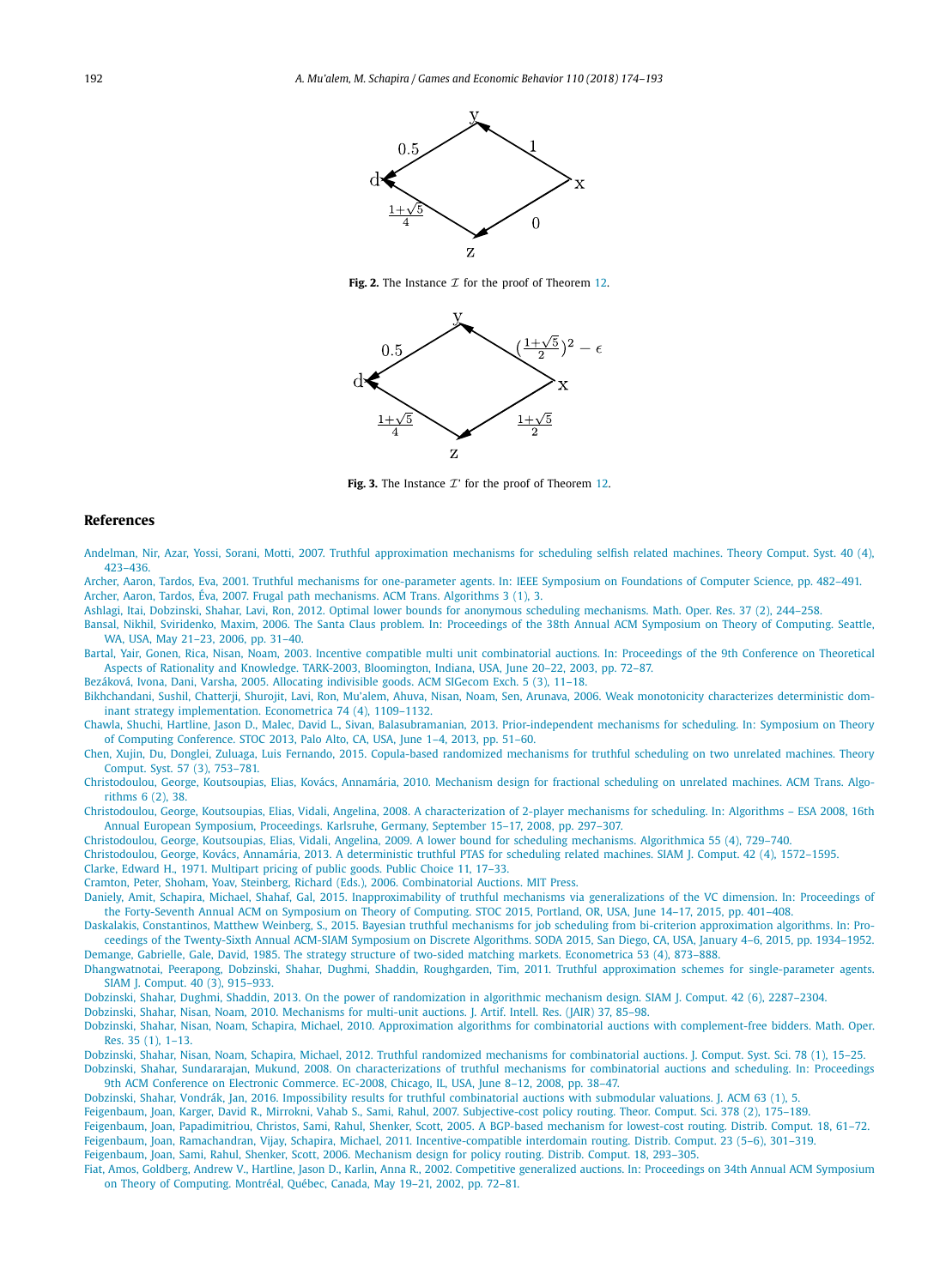**Fig. 2.** The Instance $\mathcal{I}$ for the proof of Theorem 12.

**Fig. 3.** The Instance $\mathcal{I}'$ for the proof of Theorem 12.

## References

Andelman, Nir, Azar, Yossi, Sorani, Motti, 2007. Truthful approximation mechanisms for scheduling selfish related machines. Theory Comput. Syst. 40 (4), 423–436.

Archer, Aaron, Tardos, Eva, 2001. Truthful mechanisms for one-parameter agents. In: IEEE Symposium on Foundations of Computer Science, pp. 482–491.

Archer, Aaron, Tardos, Éva, 2007. Frugal path mechanisms. ACM Trans. Algorithms 3 (1), 3.

Ashlagi, Itai, Dobzinski, Shahar, Lavi, Ron, 2012. Optimal lower bounds for anonymous scheduling mechanisms. Math. Oper. Res. 37 (2), 244–258.

Bansal, Nikhil, Sviridenko, Maxim, 2006. The Santa Claus problem. In: Proceedings of the 38th Annual ACM Symposium on Theory of Computing. Seattle, WA, USA, May 21–23, 2006, pp. 31–40.

Bartal, Yair, Gonen, Rica, Nisan, Noam, 2003. Incentive compatible multi unit combinatorial auctions. In: Proceedings of the 9th Conference on Theoretical Aspects of Rationality and Knowledge. TARK-2003, Bloomington, Indiana, USA, June 20–22, 2003, pp. 72–87.

Bezáková, Ivona, Dani, Varsha, 2005. Allocating indivisible goods. ACM SIGecom Exch. 5 (3), 11–18.

Bikhchandani, Sushil, Chatterji, Shurojit, Lavi, Ron, Mu'alem, Ahuva, Nisan, Noam, Sen, Arunava, 2006. Weak monotonicity characterizes deterministic dominant strategy implementation. Econometrica 74 (4), 1109–1132.

Chawla, Shuchi, Hartline, Jason D., Malec, David L., Sivan, Balasubramanian, 2013. Prior-independent mechanisms for scheduling. In: Symposium on Theory of Computing Conference. STOC 2013, Palo Alto, CA, USA, June 1–4, 2013, pp. 51–60.

Chen, Xujin, Du, Donglei, Zuluaga, Luis Fernando, 2015. Copula-based randomized mechanisms for truthful scheduling on two unrelated machines. Theory Comput. Syst. 57 (3), 753–781.

Christodoulou, George, Koutsoupias, Elias, Kovács, Annamária, 2010. Mechanism design for fractional scheduling on unrelated machines. ACM Trans. Algorithms 6 (2), 38.

Christodoulou, George, Koutsoupias, Elias, Vidali, Angelina, 2008. A characterization of 2-player mechanisms for scheduling. In: Algorithms – ESA 2008, 16th Annual European Symposium, Proceedings. Karlsruhe, Germany, September 15–17, 2008, pp. 297–307.

Christodoulou, George, Koutsoupias, Elias, Vidali, Angelina, 2009. A lower bound for scheduling mechanisms. Algorithmica 55 (4), 729–740.

Christodoulou, George, Kovács, Annamária, 2013. A deterministic truthful PTAS for scheduling related machines. SIAM J. Comput. 42 (4), 1572–1595.

Clarke, Edward H., 1971. Multipart pricing of public goods. Public Choice 11, 17–33.

Cramton, Peter, Shoham, Yoav, Steinberg, Richard (Eds.), 2006. Combinatorial Auctions. MIT Press.

Daniely, Amit, Schapira, Michael, Shahaf, Gal, 2015. Inapproximability of truthful mechanisms via generalizations of the VC dimension. In: Proceedings of the Forty-Seventh Annual ACM on Symposium on Theory of Computing. STOC 2015, Portland, OR, USA, June 14–17, 2015, pp. 401–408.

Daskalakis, Constantinos, Matthew Weinberg, S., 2015. Bayesian truthful mechanisms for job scheduling from bi-criterion approximation algorithms. In: Proceedings of the Twenty-Sixth Annual ACM-SIAM Symposium on Discrete Algorithms. SODA 2015, San Diego, CA, USA, January 4–6, 2015, pp. 1934–1952.

Demange, Gabrielle, Gale, David, 1985. The strategy structure of two-sided matching markets. Econometrica 53 (4), 873–888.

Dhangwatnotai, Peerapong, Dobzinski, Shahar, Dughmi, Shaddin, Roughgarden, Tim, 2011. Truthful approximation schemes for single-parameter agents. SIAM J. Comput. 40 (3), 915–933.

Dobzinski, Shahar, Dughmi, Shaddin, 2013. On the power of randomization in algorithmic mechanism design. SIAM J. Comput. 42 (6), 2287–2304.

Dobzinski, Shahar, Nisan, Noam, 2010. Mechanisms for multi-unit auctions. J. Artif. Intell. Res. (JAIR) 37, 85–98.

Dobzinski, Shahar, Nisan, Noam, Schapira, Michael, 2010. Approximation algorithms for combinatorial auctions with complement-free bidders. Math. Oper. Res. 35 (1), 1–13.

Dobzinski, Shahar, Nisan, Noam, Schapira, Michael, 2012. Truthful randomized mechanisms for combinatorial auctions. J. Comput. Syst. Sci. 78 (1), 15–25.

Dobzinski, Shahar, Sundararajan, Mukund, 2008. On characterizations of truthful mechanisms for combinatorial auctions and scheduling. In: Proceedings 9th ACM Conference on Electronic Commerce. EC-2008, Chicago, IL, USA, June 8–12, 2008, pp. 38–47.

Dobzinski, Shahar, Vondrák, Jan, 2016. Impossibility results for truthful combinatorial auctions with submodular valuations. J. ACM 63 (1), 5.

Feigenbaum, Joan, Karger, David R., Mirrokni, Vahab S., Sami, Rahul, 2007. Subjective-cost policy routing. Theor. Comput. Sci. 378 (2), 175–189.

Feigenbaum, Joan, Papadimitriou, Christos, Sami, Rahul, Shenker, Scott, 2005. A BGP-based mechanism for lowest-cost routing. Distrib. Comput. 18, 61–72.

Feigenbaum, Joan, Ramachandran, Vijay, Schapira, Michael, 2011. Incentive-compatible interdomain routing. Distrib. Comput. 23 (5–6), 301–319.

Feigenbaum, Joan, Sami, Rahul, Shenker, Scott, 2006. Mechanism design for policy routing. Distrib. Comput. 18, 293–305.

Fiat, Amos, Goldberg, Andrew V., Hartline, Jason D., Karlin, Anna R., 2002. Competitive generalized auctions. In: Proceedings on 34th Annual ACM Symposium on Theory of Computing. Montréal, Québec, Canada, May 19–21, 2002, pp. 72–81.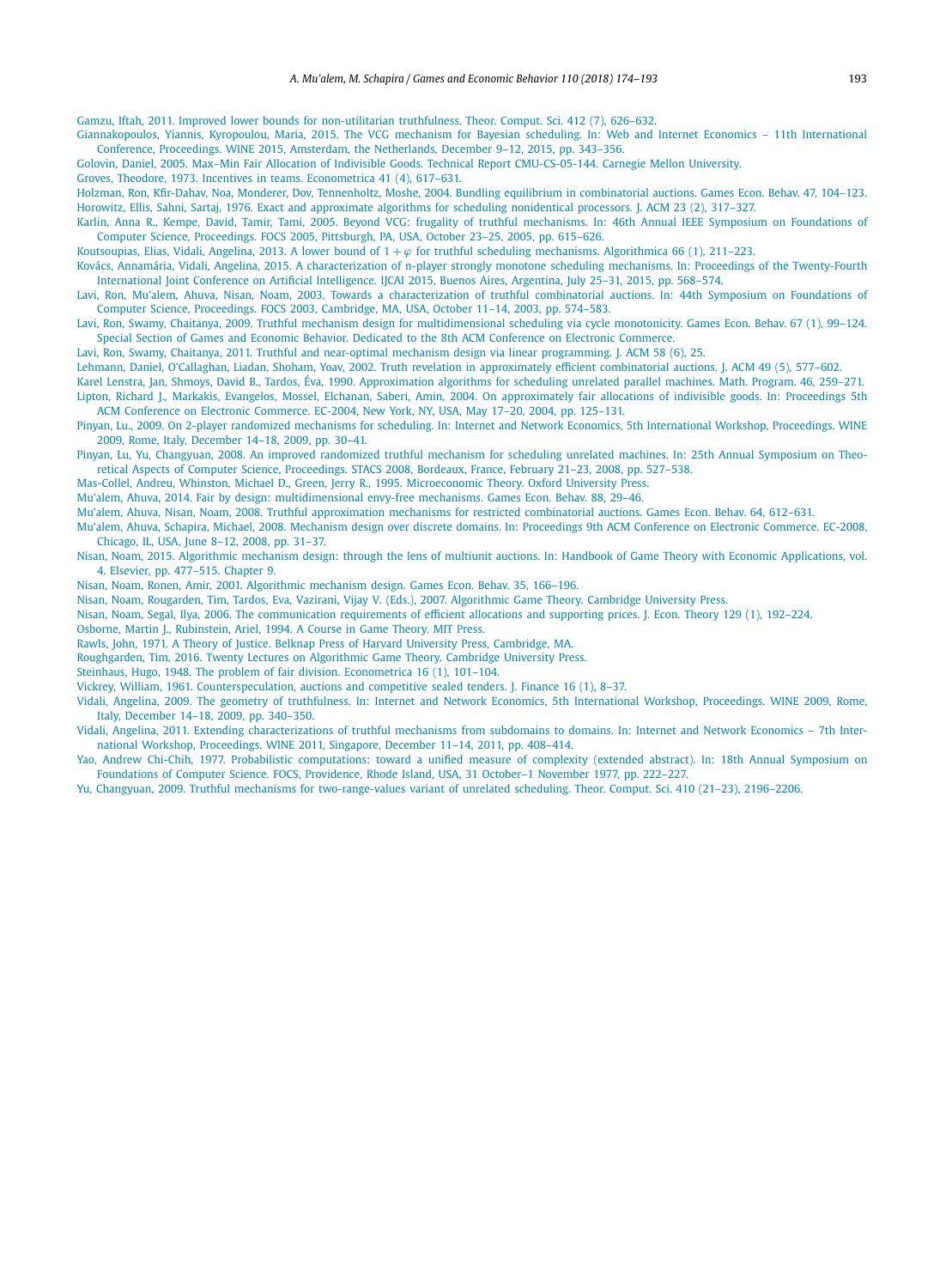Gamzu, Iftah, 2011. Improved lower bounds for non-utilitarian truthfulness. Theor. Comput. Sci. 412 (7), 626–632.

Giannakopoulos, Yiannis, Kyropoulou, Maria, 2015. The VCG mechanism for Bayesian scheduling. In: Web and Internet Economics – 11th International Conference, Proceedings. WINE 2015, Amsterdam, the Netherlands, December 9–12, 2015, pp. 343–356.

Golovin, Daniel, 2005. Max–Min Fair Allocation of Indivisible Goods. Technical Report CMU-CS-05-144. Carnegie Mellon University.

Groves, Theodore, 1973. Incentives in teams. Econometrica 41 (4), 617–631.

Holzman, Ron, Kfir-Dahav, Noa, Monderer, Dov, Tennenholtz, Moshe, 2004. Bundling equilibrium in combinatorial auctions. Games Econ. Behav. 47, 104–123.

Horowitz, Ellis, Sahni, Sartaj, 1976. Exact and approximate algorithms for scheduling nonidentical processors. J. ACM 23 (2), 317–327.

Karlin, Anna R., Kempe, David, Tamir, Tami, 2005. Beyond VCG: frugality of truthful mechanisms. In: 46th Annual IEEE Symposium on Foundations of Computer Science, Proceedings. FOCS 2005, Pittsburgh, PA, USA, October 23–25, 2005, pp. 615–626.

Koutsoupias, Elias, Vidali, Angelina, 2013. A lower bound of $1+\varphi$ for truthful scheduling mechanisms. Algorithmica 66 (1), 211–223.

Kovács, Annamária, Vidali, Angelina, 2015. A characterization of n-player strongly monotone scheduling mechanisms. In: Proceedings of the Twenty-Fourth International Joint Conference on Artificial Intelligence. IJCAI 2015, Buenos Aires, Argentina, July 25–31, 2015, pp. 568–574.

Lavi, Ron, Mu'alem, Ahuva, Nisan, Noam, 2003. Towards a characterization of truthful combinatorial auctions. In: 44th Symposium on Foundations of Computer Science, Proceedings. FOCS 2003, Cambridge, MA, USA, October 11–14, 2003, pp. 574–583.

Lavi, Ron, Swamy, Chaitanya, 2009. Truthful mechanism design for multidimensional scheduling via cycle monotonicity. Games Econ. Behav. 67 (1), 99–124. Special Section of Games and Economic Behavior. Dedicated to the 8th ACM Conference on Electronic Commerce.

Lavi, Ron, Swamy, Chaitanya, 2011. Truthful and near-optimal mechanism design via linear programming. J. ACM 58 (6), 25.

Lehmann, Daniel, O'Callaghan, Liadan, Shoham, Yoav, 2002. Truth revelation in approximately efficient combinatorial auctions. J. ACM 49 (5), 577–602.

Karel Lenstra, Jan, Shmoys, David B., Tardos, Éva, 1990. Approximation algorithms for scheduling unrelated parallel machines. Math. Program. 46, 259–271.

Lipton, Richard J., Markakis, Evangelos, Mossel, Elchanan, Saberi, Amin, 2004. On approximately fair allocations of indivisible goods. In: Proceedings 5th ACM Conference on Electronic Commerce. EC-2004, New York, NY, USA, May 17–20, 2004, pp. 125–131.

Pinyan, Lu., 2009. On 2-player randomized mechanisms for scheduling. In: Internet and Network Economics, 5th International Workshop, Proceedings. WINE 2009, Rome, Italy, December 14–18, 2009, pp. 30–41.

Pinyan, Lu, Yu, Changyuan, 2008. An improved randomized truthful mechanism for scheduling unrelated machines. In: 25th Annual Symposium on Theoretical Aspects of Computer Science, Proceedings. STACS 2008, Bordeaux, France, February 21–23, 2008, pp. 527–538.

Mas-Collel, Andreu, Whinston, Michael D., Green, Jerry R., 1995. Microeconomic Theory. Oxford University Press.

Mu'alem, Ahuva, 2014. Fair by design: multidimensional envy-free mechanisms. Games Econ. Behav. 88, 29–46.

Mu'alem, Ahuva, Nisan, Noam, 2008. Truthful approximation mechanisms for restricted combinatorial auctions. Games Econ. Behav. 64, 612–631.

Mu'alem, Ahuva, Schapira, Michael, 2008. Mechanism design over discrete domains. In: Proceedings 9th ACM Conference on Electronic Commerce. EC-2008, Chicago, IL, USA, June 8–12, 2008, pp. 31–37.

Nisan, Noam, 2015. Algorithmic mechanism design: through the lens of multiunit auctions. In: Handbook of Game Theory with Economic Applications, vol. 4. Elsevier, pp. 477–515. Chapter 9.

Nisan, Noam, Ronen, Amir, 2001. Algorithmic mechanism design. Games Econ. Behav. 35, 166–196.

Nisan, Noam, Rougarden, Tim, Tardos, Eva, Vazirani, Vijay V. (Eds.), 2007. Algorithmic Game Theory. Cambridge University Press.

Nisan, Noam, Segal, Ilya, 2006. The communication requirements of efficient allocations and supporting prices. J. Econ. Theory 129 (1), 192–224.

Osborne, Martin J., Rubinstein, Ariel, 1994. A Course in Game Theory. MIT Press.

Rawls, John, 1971. A Theory of Justice. Belknap Press of Harvard University Press, Cambridge, MA.

Roughgarden, Tim, 2016. Twenty Lectures on Algorithmic Game Theory. Cambridge University Press.

Steinhaus, Hugo, 1948. The problem of fair division. Econometrica 16 (1), 101–104.

Vickrey, William, 1961. Counterspeculation, auctions and competitive sealed tenders. J. Finance 16 (1), 8–37.

Vidali, Angelina, 2009. The geometry of truthfulness. In: Internet and Network Economics, 5th International Workshop, Proceedings. WINE 2009, Rome, Italy, December 14–18, 2009, pp. 340–350.

Vidali, Angelina, 2011. Extending characterizations of truthful mechanisms from subdomains to domains. In: Internet and Network Economics – 7th International Workshop, Proceedings. WINE 2011, Singapore, December 11–14, 2011, pp. 408–414.

Yao, Andrew Chi-Chih, 1977. Probabilistic computations: toward a unified measure of complexity (extended abstract). In: 18th Annual Symposium on Foundations of Computer Science. FOCS, Providence, Rhode Island, USA, 31 October–1 November 1977, pp. 222–227.

Yu, Changyuan, 2009. Truthful mechanisms for two-range-values variant of unrelated scheduling. Theor. Comput. Sci. 410 (21–23), 2196–2206.